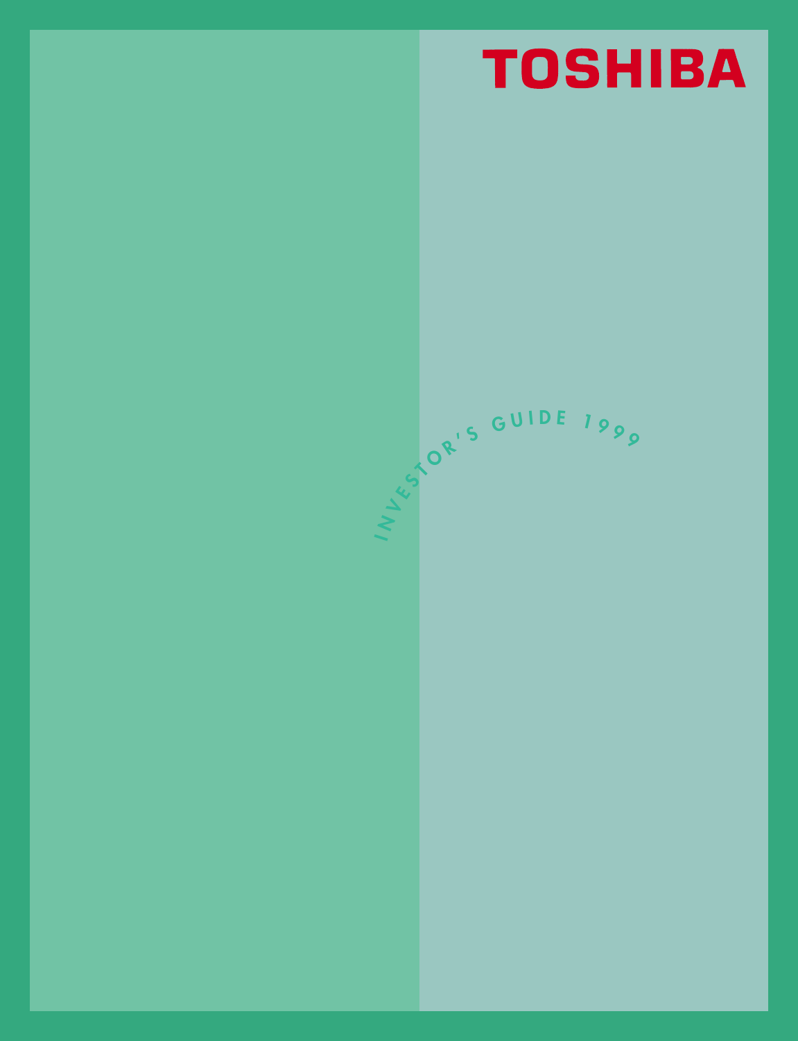# TOSHIBA

## INVESTOR'S GUIDE 1999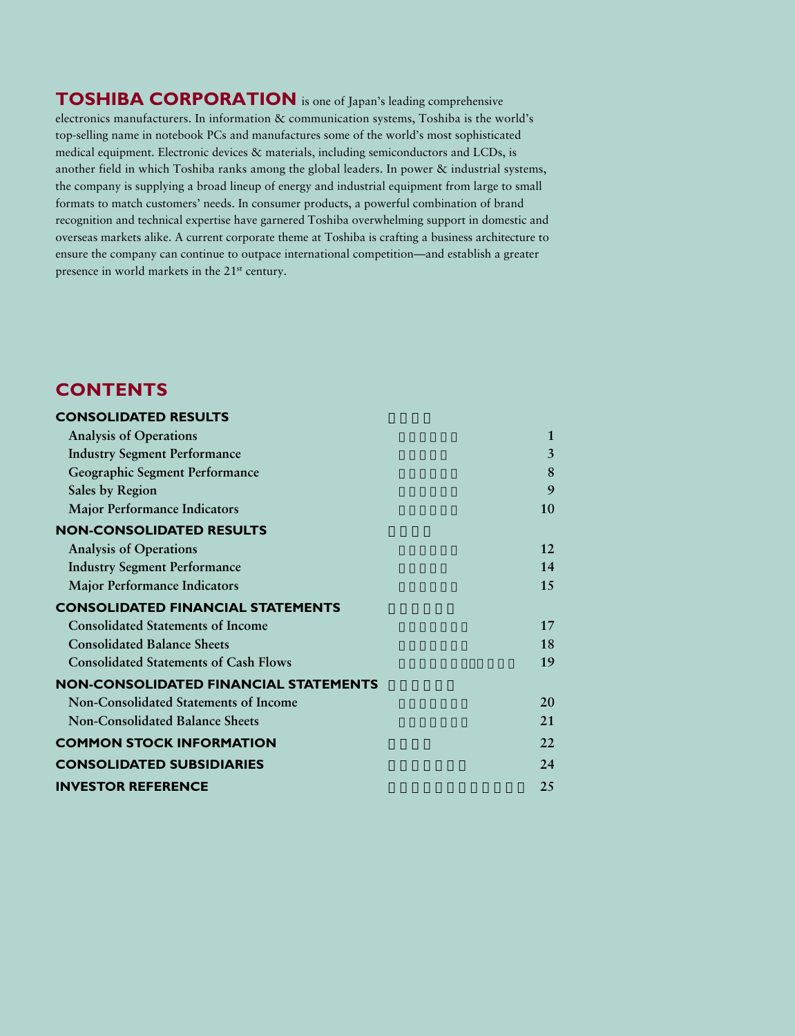**TOSHIBA CORPORATION** is one of Japan's leading comprehensive electronics manufacturers. In information & communication systems, Toshiba is the world's top-selling name in notebook PCs and manufactures some of the world's most sophisticated medical equipment. Electronic devices & materials, including semiconductors and LCDs, is another field in which Toshiba ranks among the global leaders. In power & industrial systems, the company is supplying a broad lineup of energy and industrial equipment from large to small formats to match customers' needs. In consumer products, a powerful combination of brand recognition and technical expertise have garnered Toshiba overwhelming support in domestic and overseas markets alike. A current corporate theme at Toshiba is crafting a business architecture to ensure the company can continue to outpace international competition—and establish a greater presence in world markets in the 21st century.

## CONTENTS

| | |
|---|---|
| **CONSOLIDATED RESULTS** | |
| Analysis of Operations | 1 |
| Industry Segment Performance | 3 |
| Geographic Segment Performance | 8 |
| Sales by Region | 9 |
| Major Performance Indicators | 10 |
| **NON-CONSOLIDATED RESULTS** | |
| Analysis of Operations | 12 |
| Industry Segment Performance | 14 |
| Major Performance Indicators | 15 |
| **CONSOLIDATED FINANCIAL STATEMENTS** | |
| Consolidated Statements of Income | 17 |
| Consolidated Balance Sheets | 18 |
| Consolidated Statements of Cash Flows | 19 |
| **NON-CONSOLIDATED FINANCIAL STATEMENTS** | |
| Non-Consolidated Statements of Income | 20 |
| Non-Consolidated Balance Sheets | 21 |
| **COMMON STOCK INFORMATION** | 22 |
| **CONSOLIDATED SUBSIDIARIES** | 24 |
| **INVESTOR REFERENCE** | 25 |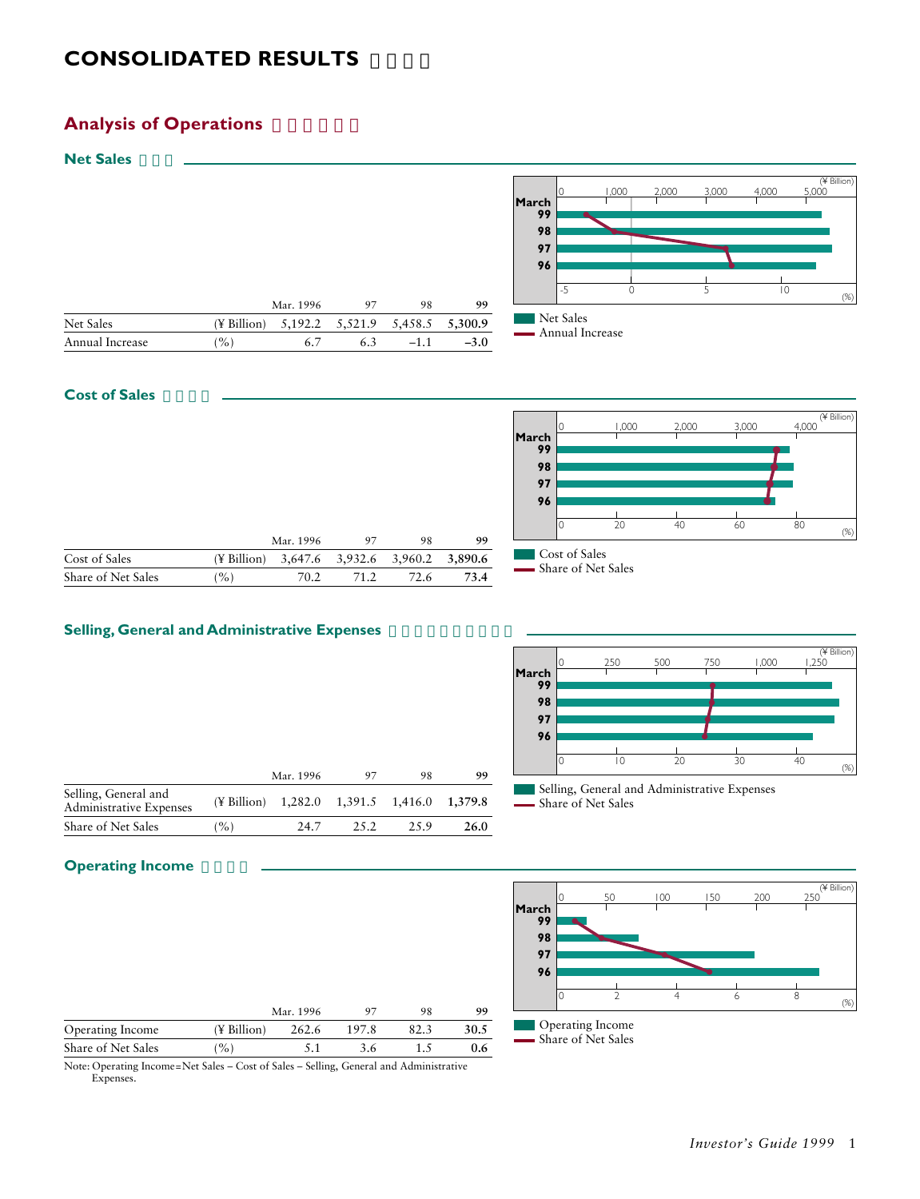# CONSOLIDATED RESULTS

## Analysis of Operations

### Net Sales

| | | Mar. 1996 | 97 | 98 | 99 |
|---|---|---|---|---|---|
| Net Sales | (¥ Billion) | 5,192.2 | 5,521.9 | 5,458.5 | **5,300.9** |
| Annual Increase | (%) | 6.7 | 6.3 | –1.1 | **–3.0** |

### Cost of Sales

| | | Mar. 1996 | 97 | 98 | 99 |
|---|---|---|---|---|---|
| Cost of Sales | (¥ Billion) | 3,647.6 | 3,932.6 | 3,960.2 | **3,890.6** |
| Share of Net Sales | (%) | 70.2 | 71.2 | 72.6 | **73.4** |

### Selling, General and Administrative Expenses

| | | Mar. 1996 | 97 | 98 | 99 |
|---|---|---|---|---|---|
| Selling, General and Administrative Expenses | (¥ Billion) | 1,282.0 | 1,391.5 | 1,416.0 | **1,379.8** |
| Share of Net Sales | (%) | 24.7 | 25.2 | 25.9 | **26.0** |

### Operating Income

| | | Mar. 1996 | 97 | 98 | 99 |
|---|---|---|---|---|---|
| Operating Income | (¥ Billion) | 262.6 | 197.8 | 82.3 | **30.5** |
| Share of Net Sales | (%) | 5.1 | 3.6 | 1.5 | **0.6** |

Note: Operating Income=Net Sales – Cost of Sales – Selling, General and Administrative Expenses.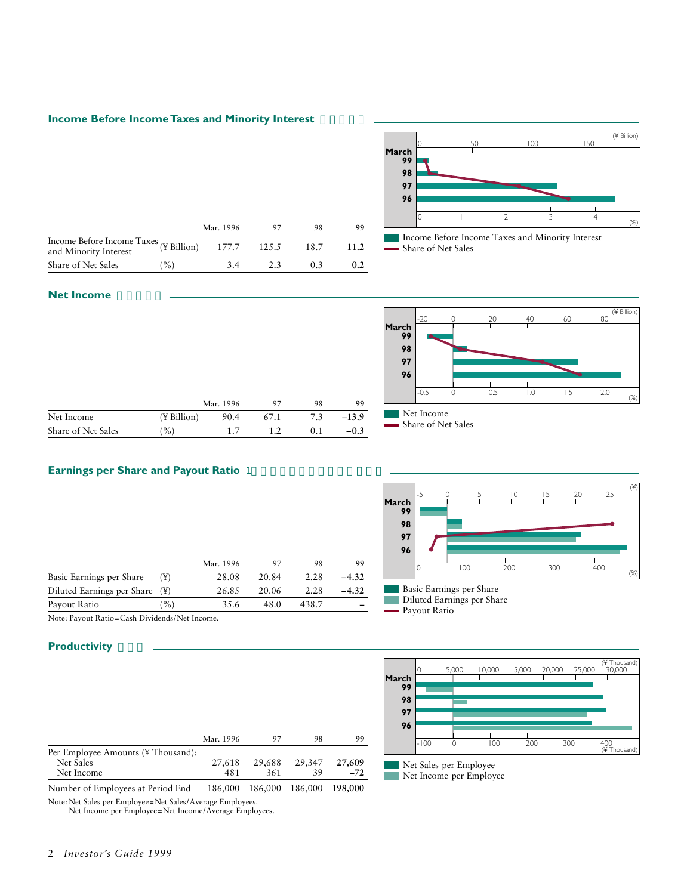## Income Before Income Taxes and Minority Interest

| | | Mar. 1996 | 97 | 98 | 99 |
|---|---|---|---|---|---|
| Income Before Income Taxes and Minority Interest | (¥ Billion) | 177.7 | 125.5 | 18.7 | **11.2** |
| Share of Net Sales | (%) | 3.4 | 2.3 | 0.3 | **0.2** |

Income Before Income Taxes and Minority Interest
Share of Net Sales

## Net Income

| | | Mar. 1996 | 97 | 98 | 99 |
|---|---|---|---|---|---|
| Net Income | (¥ Billion) | 90.4 | 67.1 | 7.3 | **–13.9** |
| Share of Net Sales | (%) | 1.7 | 1.2 | 0.1 | **–0.3** |

Net Income
Share of Net Sales

## Earnings per Share and Payout Ratio

| | | Mar. 1996 | 97 | 98 | 99 |
|---|---|---|---|---|---|
| Basic Earnings per Share | (¥) | 28.08 | 20.84 | 2.28 | **–4.32** |
| Diluted Earnings per Share | (¥) | 26.85 | 20.06 | 2.28 | **–4.32** |
| Payout Ratio | (%) | 35.6 | 48.0 | 438.7 | **–** |

Note: Payout Ratio=Cash Dividends/Net Income.

Basic Earnings per Share
Diluted Earnings per Share
Payout Ratio

## Productivity

| | Mar. 1996 | 97 | 98 | 99 |
|---|---|---|---|---|
| Per Employee Amounts (¥ Thousand): | | | | |
| Net Sales | 27,618 | 29,688 | 29,347 | **27,609** |
| Net Income | 481 | 361 | 39 | **–72** |
| Number of Employees at Period End | 186,000 | 186,000 | 186,000 | **198,000** |

Note: Net Sales per Employee=Net Sales/Average Employees.
Net Income per Employee=Net Income/Average Employees.

Net Sales per Employee
Net Income per Employee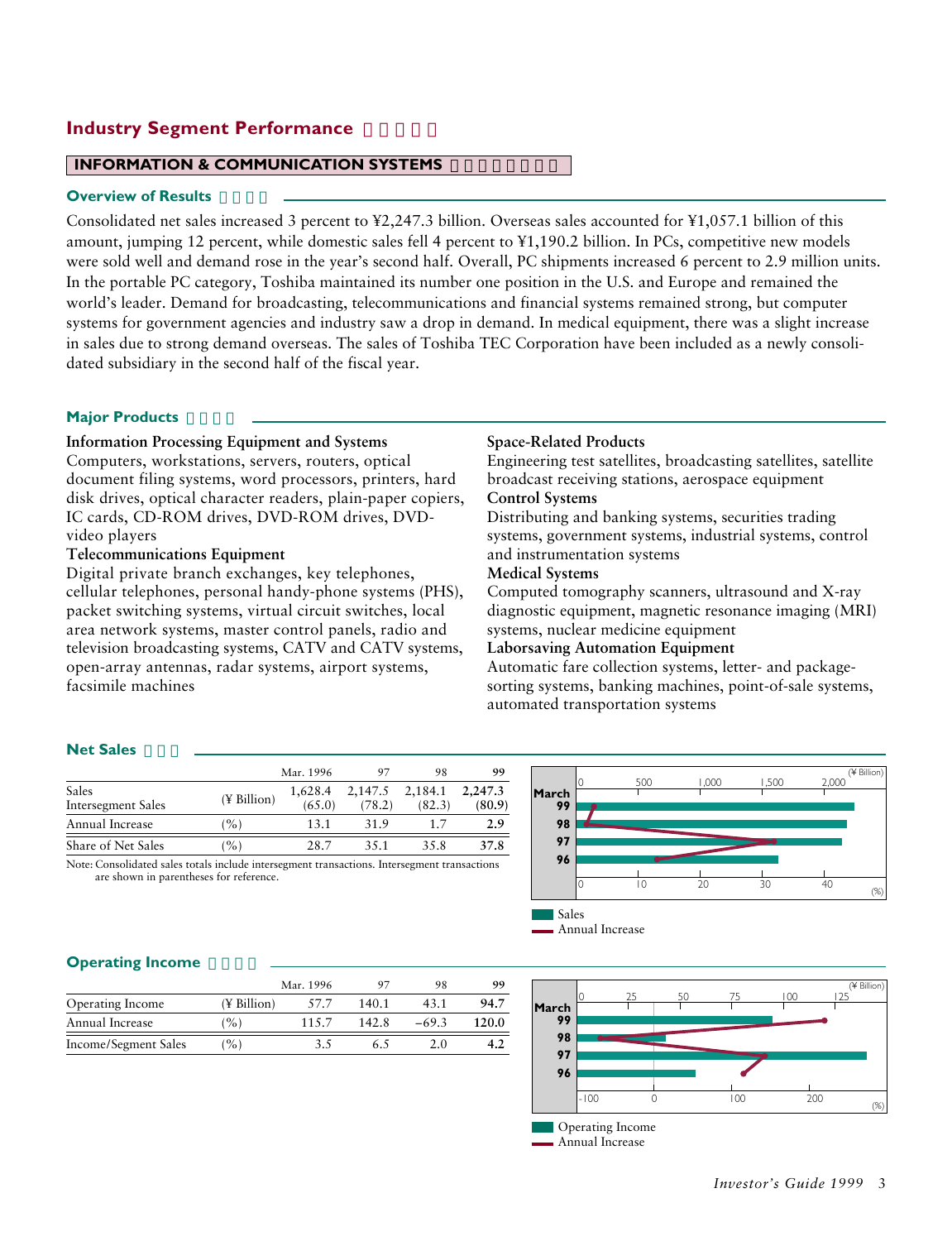## Industry Segment Performance

### INFORMATION & COMMUNICATION SYSTEMS

#### Overview of Results

Consolidated net sales increased 3 percent to ¥2,247.3 billion. Overseas sales accounted for ¥1,057.1 billion of this amount, jumping 12 percent, while domestic sales fell 4 percent to ¥1,190.2 billion. In PCs, competitive new models were sold well and demand rose in the year's second half. Overall, PC shipments increased 6 percent to 2.9 million units. In the portable PC category, Toshiba maintained its number one position in the U.S. and Europe and remained the world's leader. Demand for broadcasting, telecommunications and financial systems remained strong, but computer systems for government agencies and industry saw a drop in demand. In medical equipment, there was a slight increase in sales due to strong demand overseas. The sales of Toshiba TEC Corporation have been included as a newly consolidated subsidiary in the second half of the fiscal year.

#### Major Products

**Information Processing Equipment and Systems**
Computers, workstations, servers, routers, optical document filing systems, word processors, printers, hard disk drives, optical character readers, plain-paper copiers, IC cards, CD-ROM drives, DVD-ROM drives, DVD-video players

**Telecommunications Equipment**
Digital private branch exchanges, key telephones, cellular telephones, personal handy-phone systems (PHS), packet switching systems, virtual circuit switches, local area network systems, master control panels, radio and television broadcasting systems, CATV and CATV systems, open-array antennas, radar systems, airport systems, facsimile machines

**Space-Related Products**
Engineering test satellites, broadcasting satellites, satellite broadcast receiving stations, aerospace equipment

**Control Systems**
Distributing and banking systems, securities trading systems, government systems, industrial systems, control and instrumentation systems

**Medical Systems**
Computed tomography scanners, ultrasound and X-ray diagnostic equipment, magnetic resonance imaging (MRI) systems, nuclear medicine equipment

**Laborsaving Automation Equipment**
Automatic fare collection systems, letter- and package-sorting systems, banking machines, point-of-sale systems, automated transportation systems

#### Net Sales

| | | Mar. 1996 | 97 | 98 | 99 |
|---|---|---|---|---|---|
| Sales<br>Intersegment Sales | (¥ Billion) | 1,628.4<br>(65.0) | 2,147.5<br>(78.2) | 2,184.1<br>(82.3) | **2,247.3**<br>**(80.9)** |
| Annual Increase | (%) | 13.1 | 31.9 | 1.7 | **2.9** |
| Share of Net Sales | (%) | 28.7 | 35.1 | 35.8 | **37.8** |

Note: Consolidated sales totals include intersegment transactions. Intersegment transactions are shown in parentheses for reference.

#### Operating Income

| | | Mar. 1996 | 97 | 98 | 99 |
|---|---|---|---|---|---|
| Operating Income | (¥ Billion) | 57.7 | 140.1 | 43.1 | **94.7** |
| Annual Increase | (%) | 115.7 | 142.8 | −69.3 | **120.0** |
| Income/Segment Sales | (%) | 3.5 | 6.5 | 2.0 | **4.2** |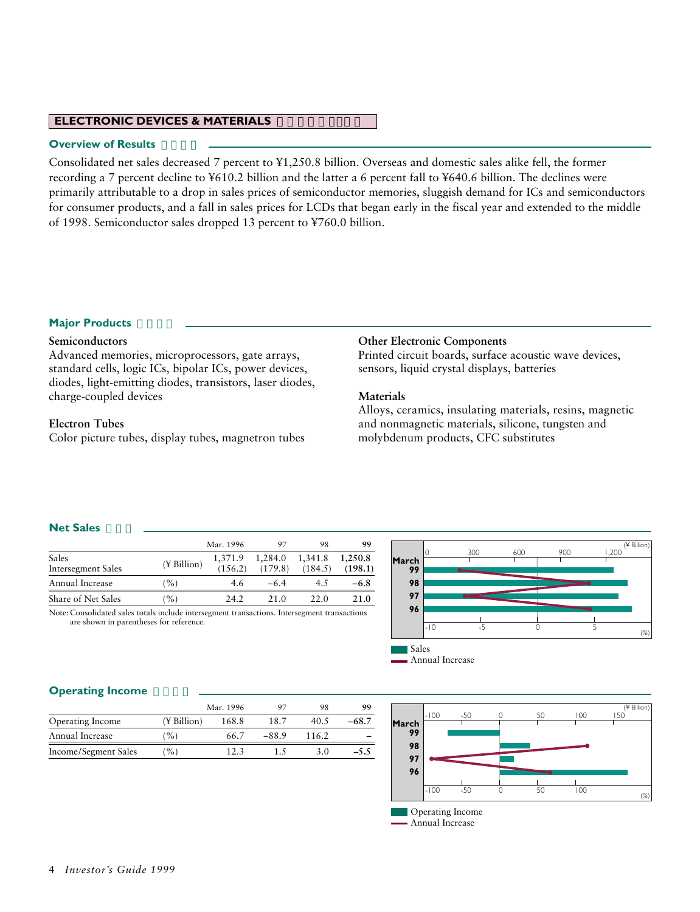## ELECTRONIC DEVICES & MATERIALS

### Overview of Results

Consolidated net sales decreased 7 percent to ¥1,250.8 billion. Overseas and domestic sales alike fell, the former recording a 7 percent decline to ¥610.2 billion and the latter a 6 percent fall to ¥640.6 billion. The declines were primarily attributable to a drop in sales prices of semiconductor memories, sluggish demand for ICs and semiconductors for consumer products, and a fall in sales prices for LCDs that began early in the fiscal year and extended to the middle of 1998. Semiconductor sales dropped 13 percent to ¥760.0 billion.

### Major Products

**Semiconductors**
Advanced memories, microprocessors, gate arrays, standard cells, logic ICs, bipolar ICs, power devices, diodes, light-emitting diodes, transistors, laser diodes, charge-coupled devices

**Electron Tubes**
Color picture tubes, display tubes, magnetron tubes

**Other Electronic Components**
Printed circuit boards, surface acoustic wave devices, sensors, liquid crystal displays, batteries

**Materials**
Alloys, ceramics, insulating materials, resins, magnetic and nonmagnetic materials, silicone, tungsten and molybdenum products, CFC substitutes

### Net Sales

| | | Mar. 1996 | 97 | 98 | 99 |
|---|---|---|---|---|---|
| Sales<br>Intersegment Sales | (¥ Billion) | 1,371.9<br>(156.2) | 1,284.0<br>(179.8) | 1,341.8<br>(184.5) | **1,250.8**<br>**(198.1)** |
| Annual Increase | (%) | 4.6 | −6.4 | 4.5 | **−6.8** |
| Share of Net Sales | (%) | 24.2 | 21.0 | 22.0 | **21.0** |

Note: Consolidated sales totals include intersegment transactions. Intersegment transactions are shown in parentheses for reference.

Sales
Annual Increase

### Operating Income

| | | Mar. 1996 | 97 | 98 | 99 |
|---|---|---|---|---|---|
| Operating Income | (¥ Billion) | 168.8 | 18.7 | 40.5 | **−68.7** |
| Annual Increase | (%) | 66.7 | −88.9 | 116.2 | **–** |
| Income/Segment Sales | (%) | 12.3 | 1.5 | 3.0 | **−5.5** |

Operating Income
Annual Increase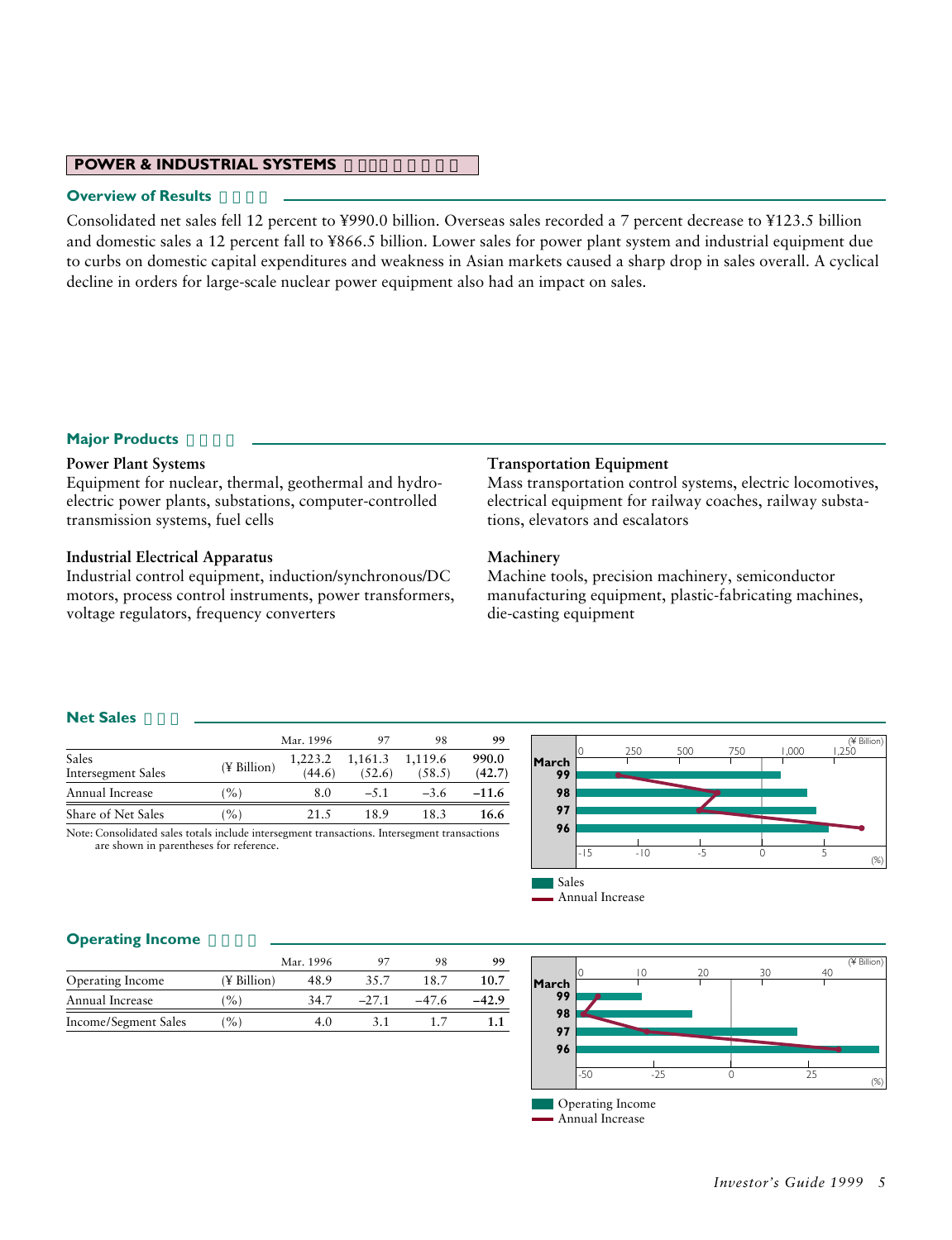## POWER & INDUSTRIAL SYSTEMS

### Overview of Results

Consolidated net sales fell 12 percent to ¥990.0 billion. Overseas sales recorded a 7 percent decrease to ¥123.5 billion and domestic sales a 12 percent fall to ¥866.5 billion. Lower sales for power plant system and industrial equipment due to curbs on domestic capital expenditures and weakness in Asian markets caused a sharp drop in sales overall. A cyclical decline in orders for large-scale nuclear power equipment also had an impact on sales.

### Major Products

**Power Plant Systems**
Equipment for nuclear, thermal, geothermal and hydro-electric power plants, substations, computer-controlled transmission systems, fuel cells

**Industrial Electrical Apparatus**
Industrial control equipment, induction/synchronous/DC motors, process control instruments, power transformers, voltage regulators, frequency converters

**Transportation Equipment**
Mass transportation control systems, electric locomotives, electrical equipment for railway coaches, railway substations, elevators and escalators

**Machinery**
Machine tools, precision machinery, semiconductor manufacturing equipment, plastic-fabricating machines, die-casting equipment

### Net Sales

| | | Mar. 1996 | 97 | 98 | 99 |
|---|---|---|---|---|---|
| Sales<br>Intersegment Sales | (¥ Billion) | 1,223.2<br>(44.6) | 1,161.3<br>(52.6) | 1,119.6<br>(58.5) | **990.0**<br>**(42.7)** |
| Annual Increase | (%) | 8.0 | –5.1 | –3.6 | **–11.6** |
| Share of Net Sales | (%) | 21.5 | 18.9 | 18.3 | **16.6** |

Note: Consolidated sales totals include intersegment transactions. Intersegment transactions are shown in parentheses for reference.

Sales
Annual Increase

### Operating Income

| | | Mar. 1996 | 97 | 98 | 99 |
|---|---|---|---|---|---|
| Operating Income | (¥ Billion) | 48.9 | 35.7 | 18.7 | **10.7** |
| Annual Increase | (%) | 34.7 | –27.1 | –47.6 | **–42.9** |
| Income/Segment Sales | (%) | 4.0 | 3.1 | 1.7 | **1.1** |

Operating Income
Annual Increase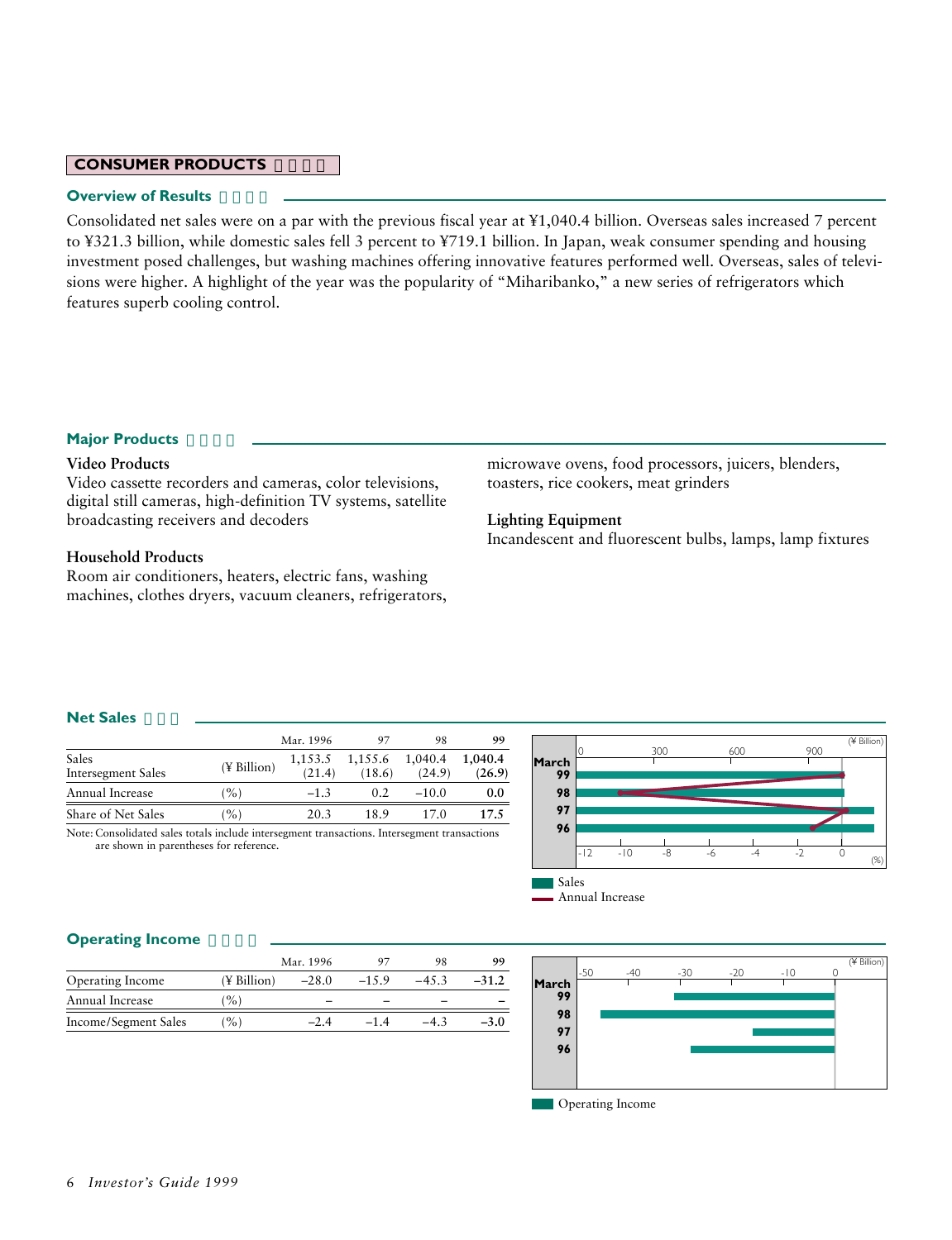## CONSUMER PRODUCTS

### Overview of Results

Consolidated net sales were on a par with the previous fiscal year at ¥1,040.4 billion. Overseas sales increased 7 percent to ¥321.3 billion, while domestic sales fell 3 percent to ¥719.1 billion. In Japan, weak consumer spending and housing investment posed challenges, but washing machines offering innovative features performed well. Overseas, sales of televisions were higher. A highlight of the year was the popularity of "Miharibanko," a new series of refrigerators which features superb cooling control.

### Major Products

**Video Products**
Video cassette recorders and cameras, color televisions, digital still cameras, high-definition TV systems, satellite broadcasting receivers and decoders

**Household Products**
Room air conditioners, heaters, electric fans, washing machines, clothes dryers, vacuum cleaners, refrigerators, microwave ovens, food processors, juicers, blenders, toasters, rice cookers, meat grinders

**Lighting Equipment**
Incandescent and fluorescent bulbs, lamps, lamp fixtures

### Net Sales

| | | Mar. 1996 | 97 | 98 | 99 |
|---|---|---|---|---|---|
| Sales<br>Intersegment Sales | (¥ Billion) | 1,153.5<br>(21.4) | 1,155.6<br>(18.6) | 1,040.4<br>(24.9) | **1,040.4**<br>**(26.9)** |
| Annual Increase | (%) | –1.3 | 0.2 | –10.0 | **0.0** |
| Share of Net Sales | (%) | 20.3 | 18.9 | 17.0 | **17.5** |

Note: Consolidated sales totals include intersegment transactions. Intersegment transactions are shown in parentheses for reference.

### Operating Income

| | | Mar. 1996 | 97 | 98 | 99 |
|---|---|---|---|---|---|
| Operating Income | (¥ Billion) | –28.0 | –15.9 | –45.3 | **–31.2** |
| Annual Increase | (%) | – | – | – | **–** |
| Income/Segment Sales | (%) | –2.4 | –1.4 | –4.3 | **–3.0** |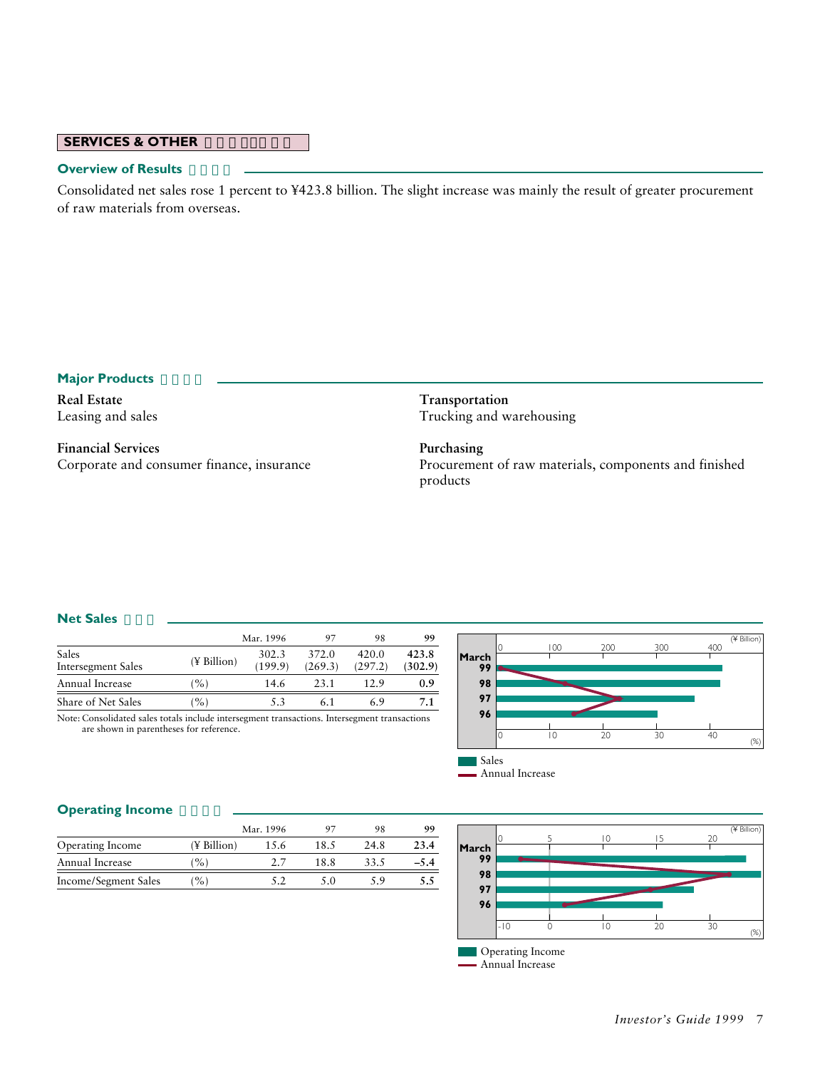## SERVICES & OTHER

### Overview of Results

Consolidated net sales rose 1 percent to ¥423.8 billion. The slight increase was mainly the result of greater procurement of raw materials from overseas.

### Major Products

**Real Estate**
Leasing and sales

**Financial Services**
Corporate and consumer finance, insurance

**Transportation**
Trucking and warehousing

**Purchasing**
Procurement of raw materials, components and finished products

### Net Sales

| | | Mar. 1996 | 97 | 98 | 99 |
|---|---|---|---|---|---|
| Sales<br>Intersegment Sales | (¥ Billion) | 302.3<br>(199.9) | 372.0<br>(269.3) | 420.0<br>(297.2) | **423.8**<br>**(302.9)** |
| Annual Increase | (%) | 14.6 | 23.1 | 12.9 | **0.9** |
| Share of Net Sales | (%) | 5.3 | 6.1 | 6.9 | **7.1** |

Note: Consolidated sales totals include intersegment transactions. Intersegment transactions are shown in parentheses for reference.

Sales
Annual Increase

### Operating Income

| | | Mar. 1996 | 97 | 98 | 99 |
|---|---|---|---|---|---|
| Operating Income | (¥ Billion) | 15.6 | 18.5 | 24.8 | **23.4** |
| Annual Increase | (%) | 2.7 | 18.8 | 33.5 | **–5.4** |
| Income/Segment Sales | (%) | 5.2 | 5.0 | 5.9 | **5.5** |

Operating Income
Annual Increase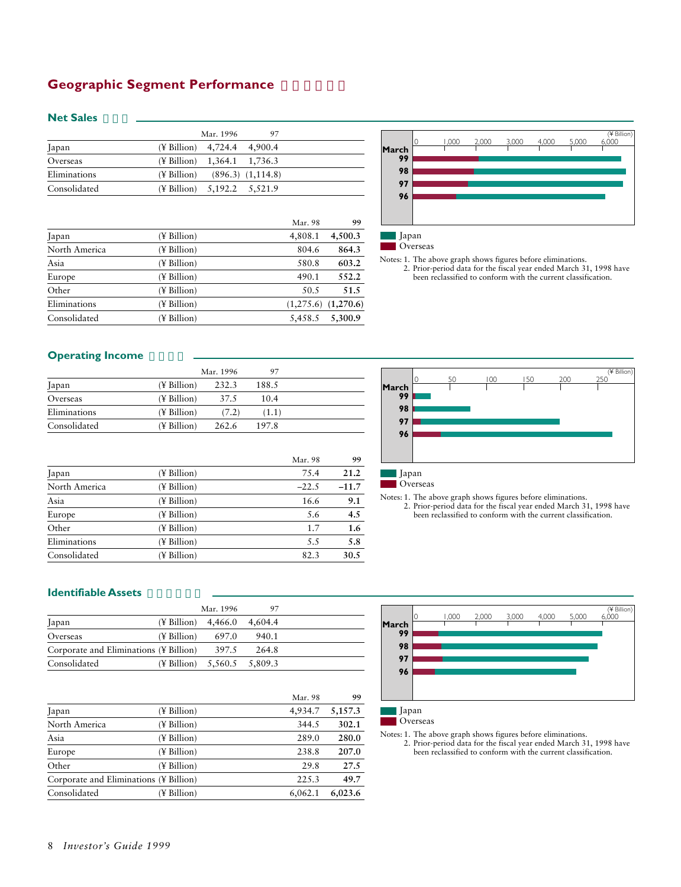## Geographic Segment Performance

### Net Sales

| | | Mar. 1996 | 97 |
|---|---|---|---|
| Japan | (¥ Billion) | 4,724.4 | 4,900.4 |
| Overseas | (¥ Billion) | 1,364.1 | 1,736.3 |
| Eliminations | (¥ Billion) | (896.3) | (1,114.8) |
| Consolidated | (¥ Billion) | 5,192.2 | 5,521.9 |

| | | Mar. 98 | 99 |
|---|---|---|---|
| Japan | (¥ Billion) | 4,808.1 | **4,500.3** |
| North America | (¥ Billion) | 804.6 | **864.3** |
| Asia | (¥ Billion) | 580.8 | **603.2** |
| Europe | (¥ Billion) | 490.1 | **552.2** |
| Other | (¥ Billion) | 50.5 | **51.5** |
| Eliminations | (¥ Billion) | (1,275.6) | **(1,270.6)** |
| Consolidated | (¥ Billion) | 5,458.5 | **5,300.9** |

Japan
Overseas

Notes: 1. The above graph shows figures before eliminations.
2. Prior-period data for the fiscal year ended March 31, 1998 have been reclassified to conform with the current classification.

### Operating Income

| | | Mar. 1996 | 97 |
|---|---|---|---|
| Japan | (¥ Billion) | 232.3 | 188.5 |
| Overseas | (¥ Billion) | 37.5 | 10.4 |
| Eliminations | (¥ Billion) | (7.2) | (1.1) |
| Consolidated | (¥ Billion) | 262.6 | 197.8 |

| | | Mar. 98 | 99 |
|---|---|---|---|
| Japan | (¥ Billion) | 75.4 | **21.2** |
| North America | (¥ Billion) | –22.5 | **–11.7** |
| Asia | (¥ Billion) | 16.6 | **9.1** |
| Europe | (¥ Billion) | 5.6 | **4.5** |
| Other | (¥ Billion) | 1.7 | **1.6** |
| Eliminations | (¥ Billion) | 5.5 | **5.8** |
| Consolidated | (¥ Billion) | 82.3 | **30.5** |

Japan
Overseas

Notes: 1. The above graph shows figures before eliminations.
2. Prior-period data for the fiscal year ended March 31, 1998 have been reclassified to conform with the current classification.

### Identifiable Assets

| | | Mar. 1996 | 97 |
|---|---|---|---|
| Japan | (¥ Billion) | 4,466.0 | 4,604.4 |
| Overseas | (¥ Billion) | 697.0 | 940.1 |
| Corporate and Eliminations | (¥ Billion) | 397.5 | 264.8 |
| Consolidated | (¥ Billion) | 5,560.5 | 5,809.3 |

| | | Mar. 98 | 99 |
|---|---|---|---|
| Japan | (¥ Billion) | 4,934.7 | **5,157.3** |
| North America | (¥ Billion) | 344.5 | **302.1** |
| Asia | (¥ Billion) | 289.0 | **280.0** |
| Europe | (¥ Billion) | 238.8 | **207.0** |
| Other | (¥ Billion) | 29.8 | **27.5** |
| Corporate and Eliminations | (¥ Billion) | 225.3 | **49.7** |
| Consolidated | (¥ Billion) | 6,062.1 | **6,023.6** |

Japan
Overseas

Notes: 1. The above graph shows figures before eliminations.
2. Prior-period data for the fiscal year ended March 31, 1998 have been reclassified to conform with the current classification.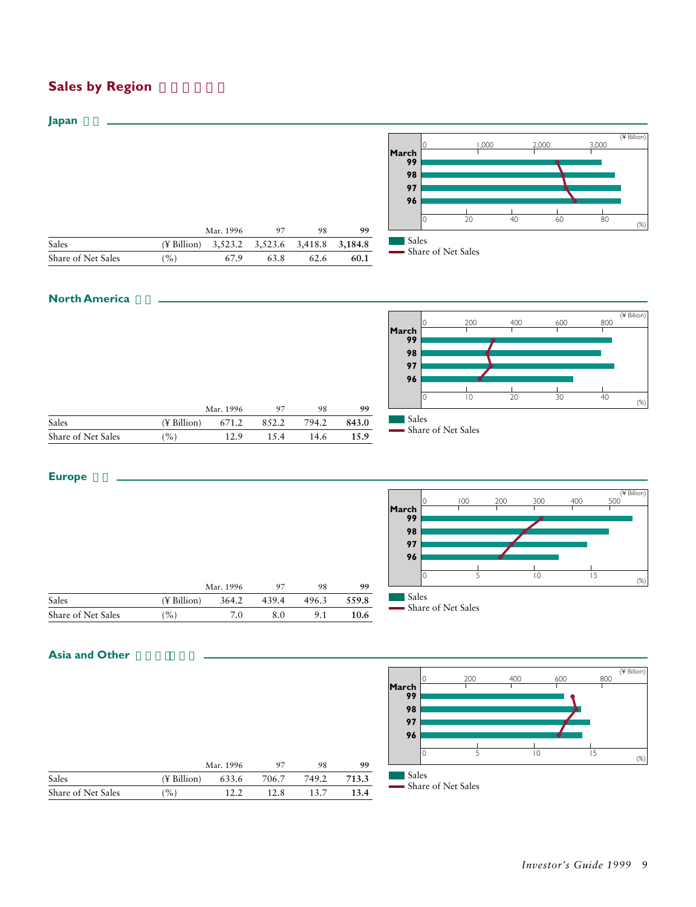## Sales by Region

### Japan

| | | Mar. 1996 | 97 | 98 | 99 |
|---|---|---|---|---|---|
| Sales | (¥ Billion) | 3,523.2 | 3,523.6 | 3,418.8 | **3,184.8** |
| Share of Net Sales | (%) | 67.9 | 63.8 | 62.6 | **60.1** |

### North America

| | | Mar. 1996 | 97 | 98 | 99 |
|---|---|---|---|---|---|
| Sales | (¥ Billion) | 671.2 | 852.2 | 794.2 | **843.0** |
| Share of Net Sales | (%) | 12.9 | 15.4 | 14.6 | **15.9** |

### Europe

| | | Mar. 1996 | 97 | 98 | 99 |
|---|---|---|---|---|---|
| Sales | (¥ Billion) | 364.2 | 439.4 | 496.3 | **559.8** |
| Share of Net Sales | (%) | 7.0 | 8.0 | 9.1 | **10.6** |

### Asia and Other

| | | Mar. 1996 | 97 | 98 | 99 |
|---|---|---|---|---|---|
| Sales | (¥ Billion) | 633.6 | 706.7 | 749.2 | **713.3** |
| Share of Net Sales | (%) | 12.2 | 12.8 | 13.7 | **13.4** |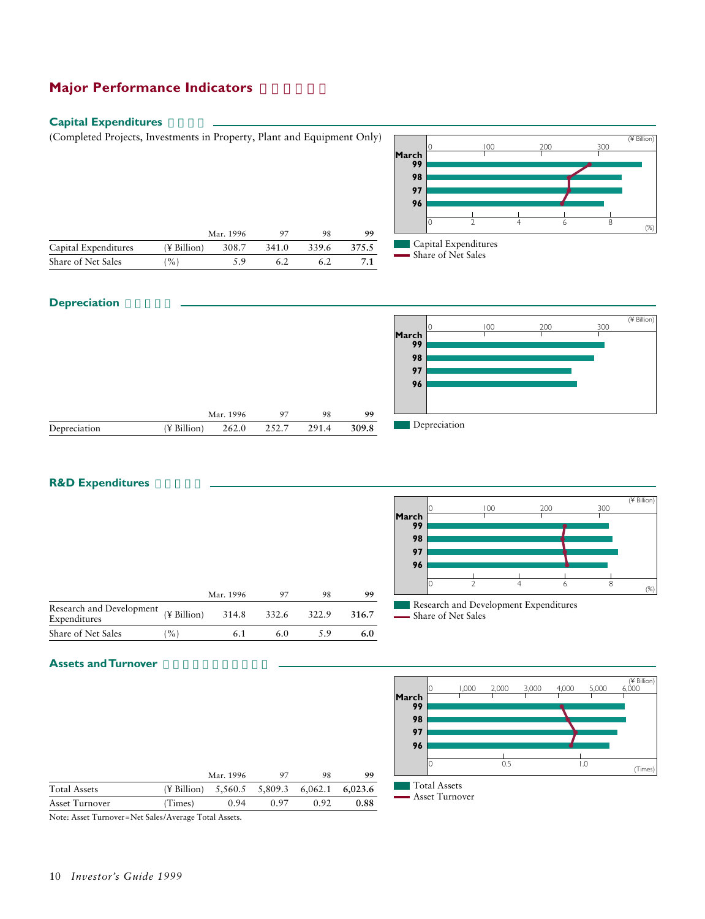# Major Performance Indicators

## Capital Expenditures

(Completed Projects, Investments in Property, Plant and Equipment Only)

| | | Mar. 1996 | 97 | 98 | **99** |
|---|---|---|---|---|---|
| Capital Expenditures | (¥ Billion) | 308.7 | 341.0 | 339.6 | **375.5** |
| Share of Net Sales | (%) | 5.9 | 6.2 | 6.2 | **7.1** |

Capital Expenditures
Share of Net Sales

## Depreciation

| | | Mar. 1996 | 97 | 98 | **99** |
|---|---|---|---|---|---|
| Depreciation | (¥ Billion) | 262.0 | 252.7 | 291.4 | **309.8** |

Depreciation

## R&D Expenditures

| | | Mar. 1996 | 97 | 98 | **99** |
|---|---|---|---|---|---|
| Research and Development Expenditures | (¥ Billion) | 314.8 | 332.6 | 322.9 | **316.7** |
| Share of Net Sales | (%) | 6.1 | 6.0 | 5.9 | **6.0** |

Research and Development Expenditures
Share of Net Sales

## Assets and Turnover

| | | Mar. 1996 | 97 | 98 | **99** |
|---|---|---|---|---|---|
| Total Assets | (¥ Billion) | 5,560.5 | 5,809.3 | 6,062.1 | **6,023.6** |
| Asset Turnover | (Times) | 0.94 | 0.97 | 0.92 | **0.88** |

Note: Asset Turnover=Net Sales/Average Total Assets.

Total Assets
Asset Turnover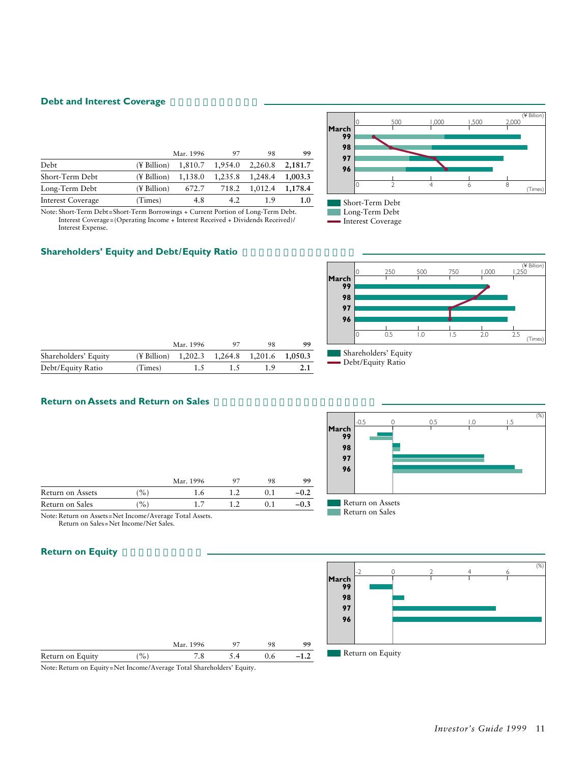## Debt and Interest Coverage

| | | Mar. 1996 | 97 | 98 | 99 |
|---|---|---|---|---|---|
| Debt | (¥ Billion) | 1,810.7 | 1,954.0 | 2,260.8 | **2,181.7** |
| Short-Term Debt | (¥ Billion) | 1,138.0 | 1,235.8 | 1,248.4 | **1,003.3** |
| Long-Term Debt | (¥ Billion) | 672.7 | 718.2 | 1,012.4 | **1,178.4** |
| Interest Coverage | (Times) | 4.8 | 4.2 | 1.9 | **1.0** |

Note: Short-Term Debt=Short-Term Borrowings + Current Portion of Long-Term Debt.
Interest Coverage=(Operating Income + Interest Received + Dividends Received)/Interest Expense.

■ Short-Term Debt
■ Long-Term Debt
— Interest Coverage

## Shareholders' Equity and Debt/Equity Ratio

| | | Mar. 1996 | 97 | 98 | 99 |
|---|---|---|---|---|---|
| Shareholders' Equity | (¥ Billion) | 1,202.3 | 1,264.8 | 1,201.6 | **1,050.3** |
| Debt/Equity Ratio | (Times) | 1.5 | 1.5 | 1.9 | **2.1** |

■ Shareholders' Equity
— Debt/Equity Ratio

## Return on Assets and Return on Sales

| | | Mar. 1996 | 97 | 98 | 99 |
|---|---|---|---|---|---|
| Return on Assets | (%) | 1.6 | 1.2 | 0.1 | **–0.2** |
| Return on Sales | (%) | 1.7 | 1.2 | 0.1 | **–0.3** |

Note: Return on Assets=Net Income/Average Total Assets.
Return on Sales=Net Income/Net Sales.

■ Return on Assets
■ Return on Sales

## Return on Equity

| | | Mar. 1996 | 97 | 98 | 99 |
|---|---|---|---|---|---|
| Return on Equity | (%) | 7.8 | 5.4 | 0.6 | **–1.2** |

Note: Return on Equity=Net Income/Average Total Shareholders' Equity.

■ Return on Equity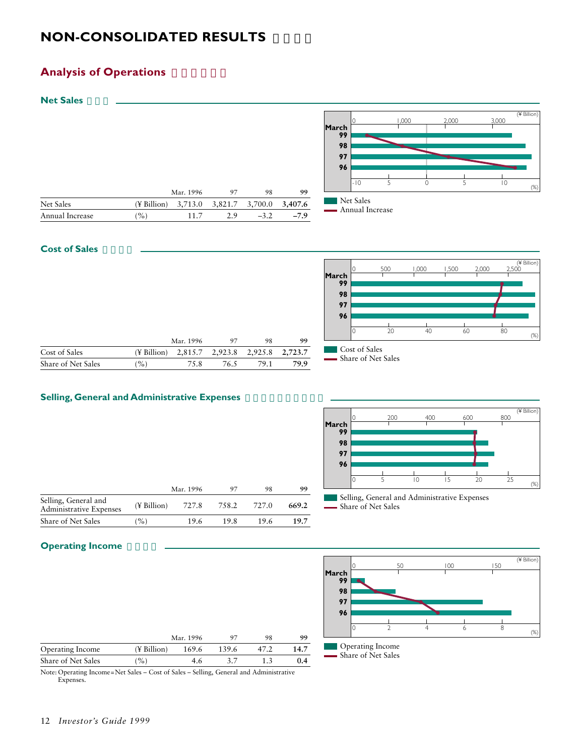# NON-CONSOLIDATED RESULTS

## Analysis of Operations

### Net Sales

| | | Mar. 1996 | 97 | 98 | 99 |
|---|---|---|---|---|---|
| Net Sales | (¥ Billion) | 3,713.0 | 3,821.7 | 3,700.0 | **3,407.6** |
| Annual Increase | (%) | 11.7 | 2.9 | –3.2 | **–7.9** |

### Cost of Sales

| | | Mar. 1996 | 97 | 98 | 99 |
|---|---|---|---|---|---|
| Cost of Sales | (¥ Billion) | 2,815.7 | 2,923.8 | 2,925.8 | **2,723.7** |
| Share of Net Sales | (%) | 75.8 | 76.5 | 79.1 | **79.9** |

### Selling, General and Administrative Expenses

| | | Mar. 1996 | 97 | 98 | 99 |
|---|---|---|---|---|---|
| Selling, General and Administrative Expenses | (¥ Billion) | 727.8 | 758.2 | 727.0 | **669.2** |
| Share of Net Sales | (%) | 19.6 | 19.8 | 19.6 | **19.7** |

### Operating Income

| | | Mar. 1996 | 97 | 98 | 99 |
|---|---|---|---|---|---|
| Operating Income | (¥ Billion) | 169.6 | 139.6 | 47.2 | **14.7** |
| Share of Net Sales | (%) | 4.6 | 3.7 | 1.3 | **0.4** |

Note: Operating Income = Net Sales – Cost of Sales – Selling, General and Administrative Expenses.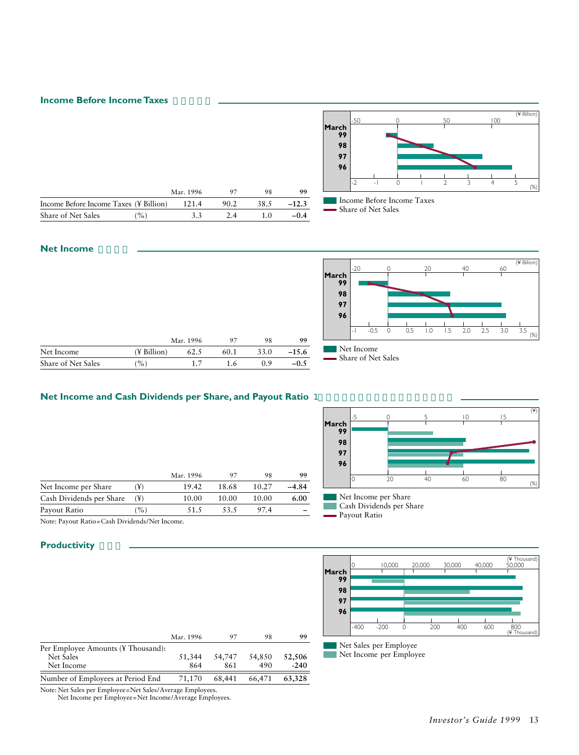## Income Before Income Taxes

| | | Mar. 1996 | 97 | 98 | 99 |
|---|---|---|---|---|---|
| Income Before Income Taxes | (¥ Billion) | 121.4 | 90.2 | 38.5 | **–12.3** |
| Share of Net Sales | (%) | 3.3 | 2.4 | 1.0 | **–0.4** |

Income Before Income Taxes
Share of Net Sales

## Net Income

| | | Mar. 1996 | 97 | 98 | 99 |
|---|---|---|---|---|---|
| Net Income | (¥ Billion) | 62.5 | 60.1 | 33.0 | **–15.6** |
| Share of Net Sales | (%) | 1.7 | 1.6 | 0.9 | **–0.5** |

Net Income
Share of Net Sales

## Net Income and Cash Dividends per Share, and Payout Ratio

| | | Mar. 1996 | 97 | 98 | 99 |
|---|---|---|---|---|---|
| Net Income per Share | (¥) | 19.42 | 18.68 | 10.27 | **–4.84** |
| Cash Dividends per Share | (¥) | 10.00 | 10.00 | 10.00 | **6.00** |
| Payout Ratio | (%) | 51.5 | 53.5 | 97.4 | **–** |

Note: Payout Ratio=Cash Dividends/Net Income.

Net Income per Share
Cash Dividends per Share
Payout Ratio

## Productivity

| | Mar. 1996 | 97 | 98 | 99 |
|---|---|---|---|---|
| Per Employee Amounts (¥ Thousand): | | | | |
| Net Sales | 51,344 | 54,747 | 54,850 | **52,506** |
| Net Income | 864 | 861 | 490 | **-240** |
| Number of Employees at Period End | 71,170 | 68,441 | 66,471 | **63,328** |

Note: Net Sales per Employee=Net Sales/Average Employees.
Net Income per Employee=Net Income/Average Employees.

Net Sales per Employee
Net Income per Employee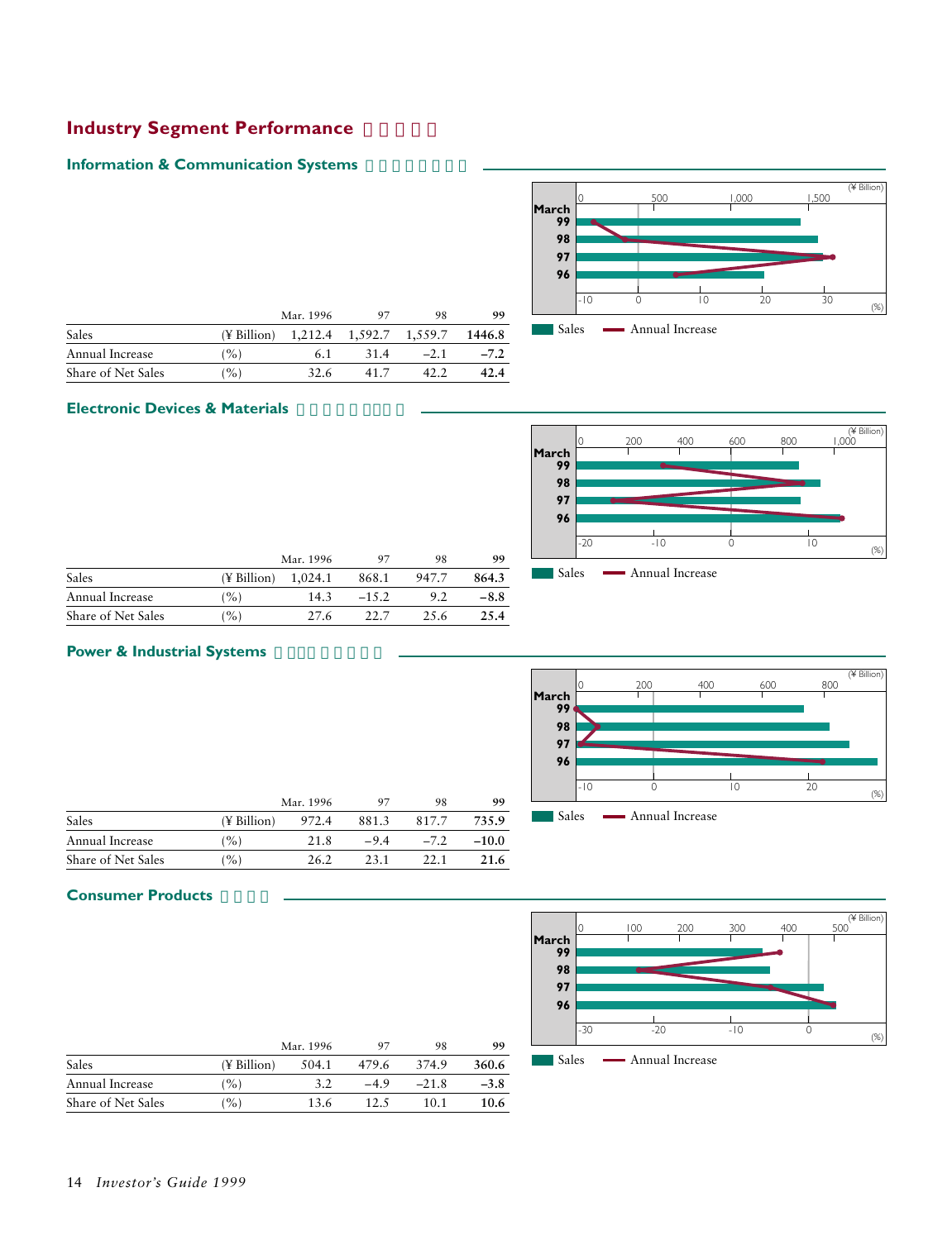# Industry Segment Performance

## Information & Communication Systems

| | | Mar. 1996 | 97 | 98 | 99 |
|---|---|---|---|---|---|
| Sales | (¥ Billion) | 1,212.4 | 1,592.7 | 1,559.7 | **1446.8** |
| Annual Increase | (%) | 6.1 | 31.4 | −2.1 | **−7.2** |
| Share of Net Sales | (%) | 32.6 | 41.7 | 42.2 | **42.4** |

Sales — Annual Increase

## Electronic Devices & Materials

| | | Mar. 1996 | 97 | 98 | 99 |
|---|---|---|---|---|---|
| Sales | (¥ Billion) | 1,024.1 | 868.1 | 947.7 | **864.3** |
| Annual Increase | (%) | 14.3 | −15.2 | 9.2 | **−8.8** |
| Share of Net Sales | (%) | 27.6 | 22.7 | 25.6 | **25.4** |

Sales — Annual Increase

## Power & Industrial Systems

| | | Mar. 1996 | 97 | 98 | 99 |
|---|---|---|---|---|---|
| Sales | (¥ Billion) | 972.4 | 881.3 | 817.7 | **735.9** |
| Annual Increase | (%) | 21.8 | −9.4 | −7.2 | **−10.0** |
| Share of Net Sales | (%) | 26.2 | 23.1 | 22.1 | **21.6** |

Sales — Annual Increase

## Consumer Products

| | | Mar. 1996 | 97 | 98 | 99 |
|---|---|---|---|---|---|
| Sales | (¥ Billion) | 504.1 | 479.6 | 374.9 | **360.6** |
| Annual Increase | (%) | 3.2 | −4.9 | −21.8 | **−3.8** |
| Share of Net Sales | (%) | 13.6 | 12.5 | 10.1 | **10.6** |

Sales — Annual Increase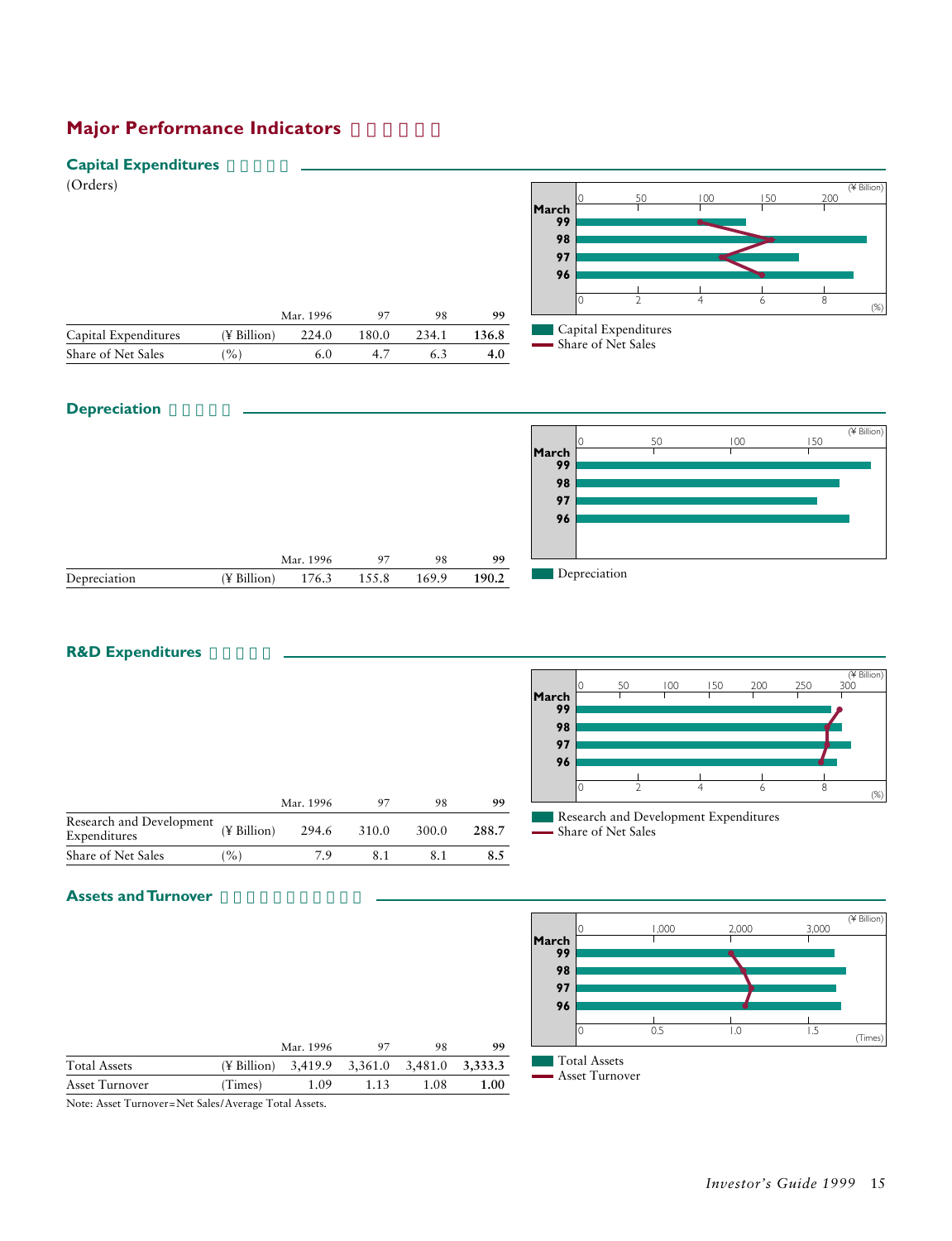# Major Performance Indicators

## Capital Expenditures

(Orders)

| | | Mar. 1996 | 97 | 98 | 99 |
|---|---|---|---|---|---|
| Capital Expenditures | (¥ Billion) | 224.0 | 180.0 | 234.1 | **136.8** |
| Share of Net Sales | (%) | 6.0 | 4.7 | 6.3 | **4.0** |

## Depreciation

| | | Mar. 1996 | 97 | 98 | 99 |
|---|---|---|---|---|---|
| Depreciation | (¥ Billion) | 176.3 | 155.8 | 169.9 | **190.2** |

## R&D Expenditures

| | | Mar. 1996 | 97 | 98 | 99 |
|---|---|---|---|---|---|
| Research and Development Expenditures | (¥ Billion) | 294.6 | 310.0 | 300.0 | **288.7** |
| Share of Net Sales | (%) | 7.9 | 8.1 | 8.1 | **8.5** |

## Assets and Turnover

| | | Mar. 1996 | 97 | 98 | 99 |
|---|---|---|---|---|---|
| Total Assets | (¥ Billion) | 3,419.9 | 3,361.0 | 3,481.0 | **3,333.3** |
| Asset Turnover | (Times) | 1.09 | 1.13 | 1.08 | **1.00** |

Note: Asset Turnover=Net Sales/Average Total Assets.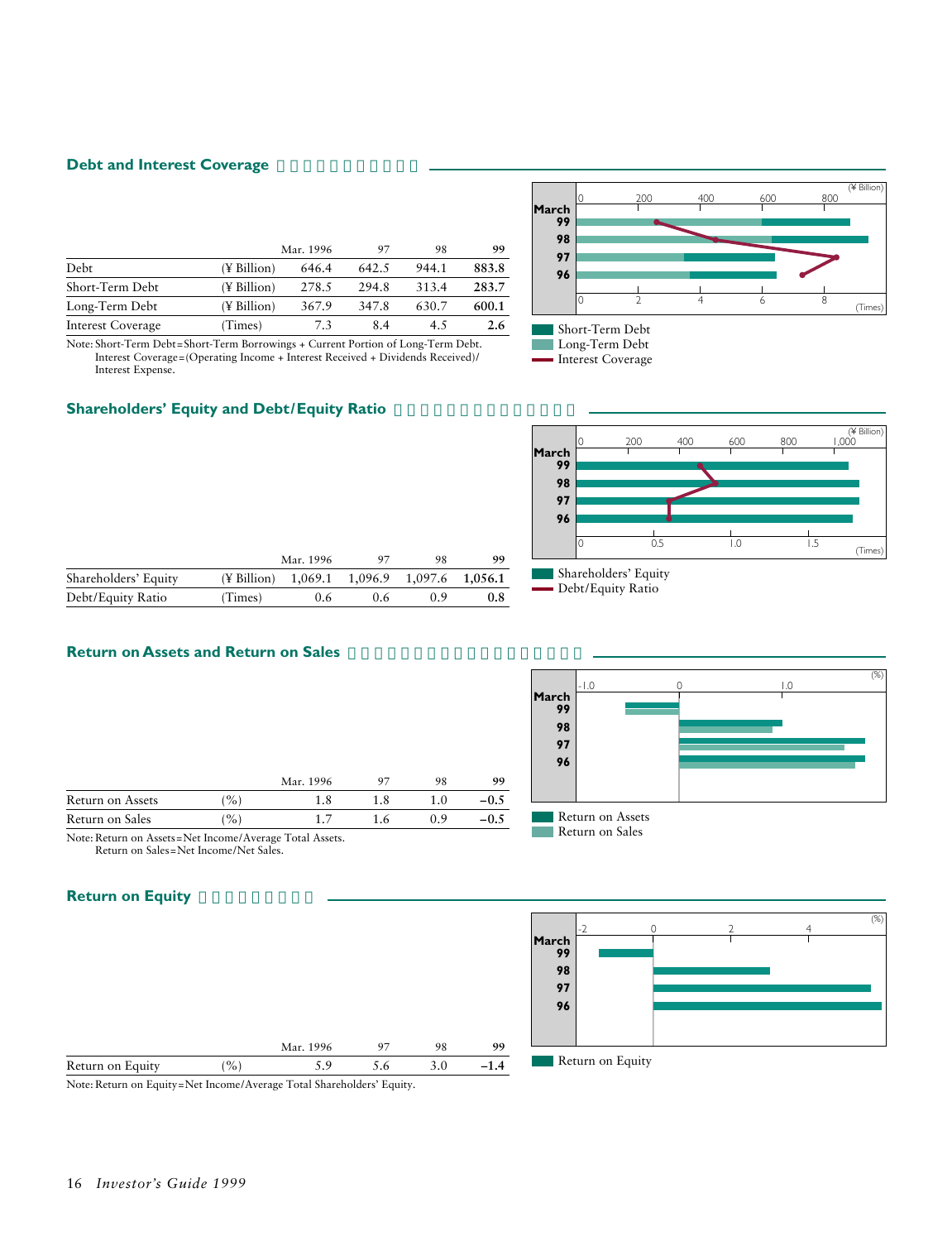## Debt and Interest Coverage

| | | Mar. 1996 | 97 | 98 | 99 |
|---|---|---|---|---|---|
| Debt | (¥ Billion) | 646.4 | 642.5 | 944.1 | **883.8** |
| Short-Term Debt | (¥ Billion) | 278.5 | 294.8 | 313.4 | **283.7** |
| Long-Term Debt | (¥ Billion) | 367.9 | 347.8 | 630.7 | **600.1** |
| Interest Coverage | (Times) | 7.3 | 8.4 | 4.5 | **2.6** |

Note: Short-Term Debt=Short-Term Borrowings + Current Portion of Long-Term Debt.
Interest Coverage=(Operating Income + Interest Received + Dividends Received)/Interest Expense.

Short-Term Debt
Long-Term Debt
Interest Coverage

## Shareholders' Equity and Debt/Equity Ratio

| | | Mar. 1996 | 97 | 98 | 99 |
|---|---|---|---|---|---|
| Shareholders' Equity | (¥ Billion) | 1,069.1 | 1,096.9 | 1,097.6 | **1,056.1** |
| Debt/Equity Ratio | (Times) | 0.6 | 0.6 | 0.9 | **0.8** |

Shareholders' Equity
Debt/Equity Ratio

## Return on Assets and Return on Sales

| | | Mar. 1996 | 97 | 98 | 99 |
|---|---|---|---|---|---|
| Return on Assets | (%) | 1.8 | 1.8 | 1.0 | **–0.5** |
| Return on Sales | (%) | 1.7 | 1.6 | 0.9 | **–0.5** |

Note: Return on Assets=Net Income/Average Total Assets.
Return on Sales=Net Income/Net Sales.

Return on Assets
Return on Sales

## Return on Equity

| | | Mar. 1996 | 97 | 98 | 99 |
|---|---|---|---|---|---|
| Return on Equity | (%) | 5.9 | 5.6 | 3.0 | **–1.4** |

Note: Return on Equity=Net Income/Average Total Shareholders' Equity.

Return on Equity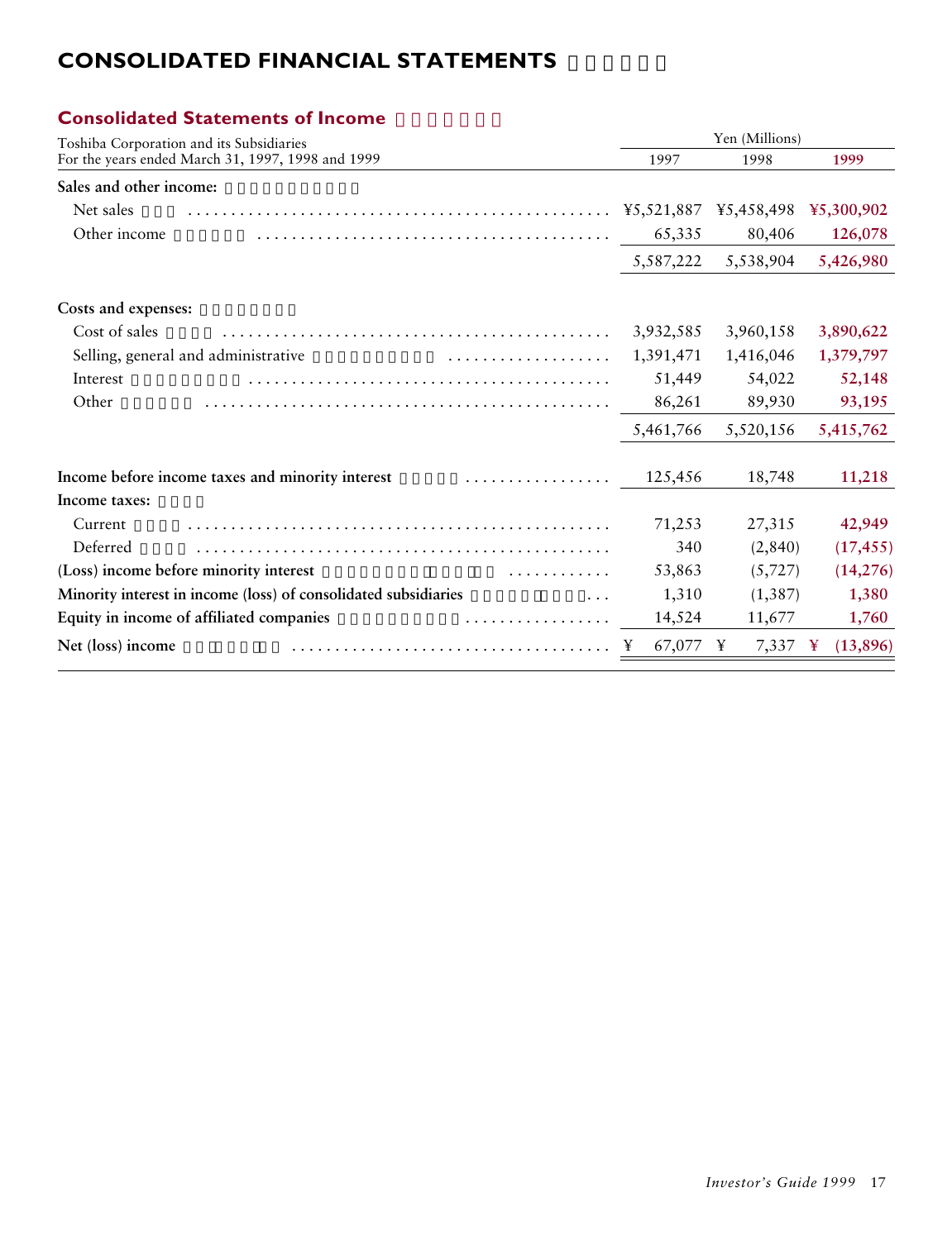# CONSOLIDATED FINANCIAL STATEMENTS

## Consolidated Statements of Income

Toshiba Corporation and its Subsidiaries
For the years ended March 31, 1997, 1998 and 1999

| | Yen (Millions) | | |
|---|---|---|---|
| | 1997 | 1998 | 1999 |
| **Sales and other income:** | | | |
| Net sales | ¥5,521,887 | ¥5,458,498 | ¥5,300,902 |
| Other income | 65,335 | 80,406 | 126,078 |
| | 5,587,222 | 5,538,904 | 5,426,980 |
| **Costs and expenses:** | | | |
| Cost of sales | 3,932,585 | 3,960,158 | 3,890,622 |
| Selling, general and administrative | 1,391,471 | 1,416,046 | 1,379,797 |
| Interest | 51,449 | 54,022 | 52,148 |
| Other | 86,261 | 89,930 | 93,195 |
| | 5,461,766 | 5,520,156 | 5,415,762 |
| **Income before income taxes and minority interest** | 125,456 | 18,748 | 11,218 |
| **Income taxes:** | | | |
| Current | 71,253 | 27,315 | 42,949 |
| Deferred | 340 | (2,840) | (17,455) |
| **(Loss) income before minority interest** | 53,863 | (5,727) | (14,276) |
| **Minority interest in income (loss) of consolidated subsidiaries** | 1,310 | (1,387) | 1,380 |
| **Equity in income of affiliated companies** | 14,524 | 11,677 | 1,760 |
| **Net (loss) income** | ¥ 67,077 | ¥ 7,337 | ¥ (13,896) |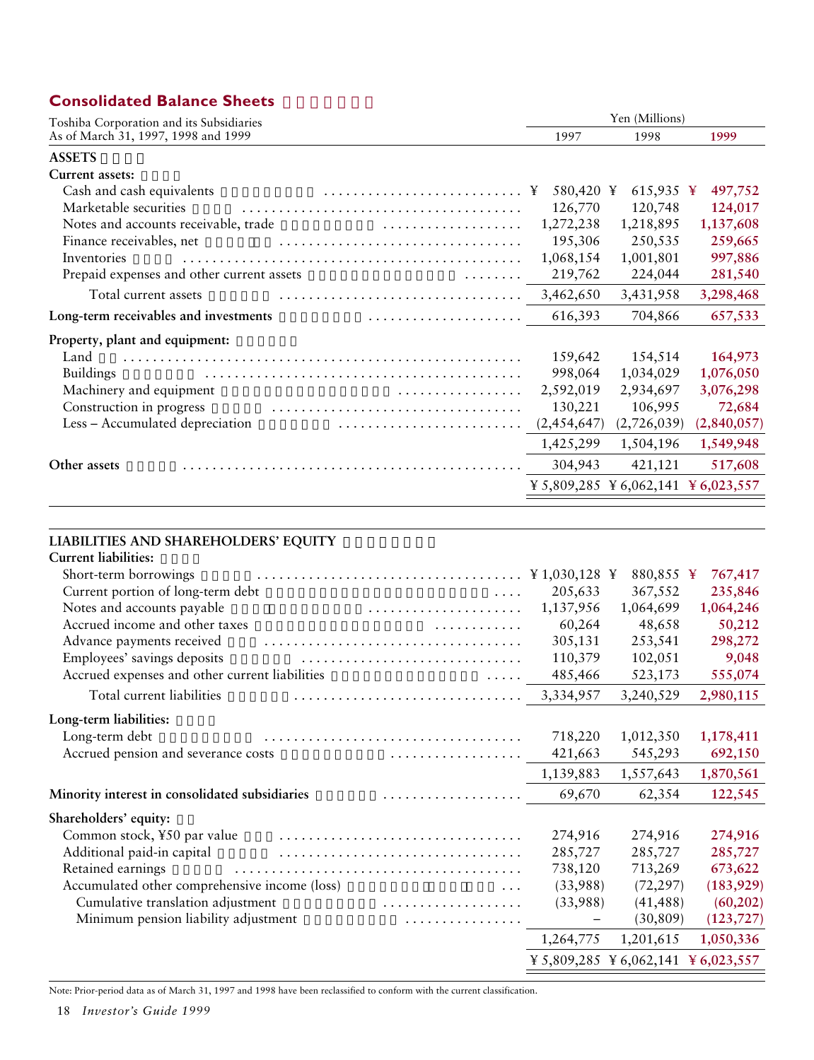## Consolidated Balance Sheets

Toshiba Corporation and its Subsidiaries
As of March 31, 1997, 1998 and 1999

| | Yen (Millions) | | |
|---|---|---|---|
| | 1997 | 1998 | 1999 |
| **ASSETS** | | | |
| **Current assets:** | | | |
| Cash and cash equivalents | ¥ 580,420 | ¥ 615,935 | ¥ 497,752 |
| Marketable securities | 126,770 | 120,748 | 124,017 |
| Notes and accounts receivable, trade | 1,272,238 | 1,218,895 | 1,137,608 |
| Finance receivables, net | 195,306 | 250,535 | 259,665 |
| Inventories | 1,068,154 | 1,001,801 | 997,886 |
| Prepaid expenses and other current assets | 219,762 | 224,044 | 281,540 |
| Total current assets | 3,462,650 | 3,431,958 | 3,298,468 |
| **Long-term receivables and investments** | 616,393 | 704,866 | 657,533 |
| **Property, plant and equipment:** | | | |
| Land | 159,642 | 154,514 | 164,973 |
| Buildings | 998,064 | 1,034,029 | 1,076,050 |
| Machinery and equipment | 2,592,019 | 2,934,697 | 3,076,298 |
| Construction in progress | 130,221 | 106,995 | 72,684 |
| Less – Accumulated depreciation | (2,454,647) | (2,726,039) | (2,840,057) |
| | 1,425,299 | 1,504,196 | 1,549,948 |
| **Other assets** | 304,943 | 421,121 | 517,608 |
| | ¥ 5,809,285 | ¥ 6,062,141 | ¥ 6,023,557 |

| | 1997 | 1998 | 1999 |
|---|---|---|---|
| **LIABILITIES AND SHAREHOLDERS' EQUITY** | | | |
| **Current liabilities:** | | | |
| Short-term borrowings | ¥ 1,030,128 | ¥ 880,855 | ¥ 767,417 |
| Current portion of long-term debt | 205,633 | 367,552 | 235,846 |
| Notes and accounts payable | 1,137,956 | 1,064,699 | 1,064,246 |
| Accrued income and other taxes | 60,264 | 48,658 | 50,212 |
| Advance payments received | 305,131 | 253,541 | 298,272 |
| Employees' savings deposits | 110,379 | 102,051 | 9,048 |
| Accrued expenses and other current liabilities | 485,466 | 523,173 | 555,074 |
| Total current liabilities | 3,334,957 | 3,240,529 | 2,980,115 |
| **Long-term liabilities:** | | | |
| Long-term debt | 718,220 | 1,012,350 | 1,178,411 |
| Accrued pension and severance costs | 421,663 | 545,293 | 692,150 |
| | 1,139,883 | 1,557,643 | 1,870,561 |
| **Minority interest in consolidated subsidiaries** | 69,670 | 62,354 | 122,545 |
| **Shareholders' equity:** | | | |
| Common stock, ¥50 par value | 274,916 | 274,916 | 274,916 |
| Additional paid-in capital | 285,727 | 285,727 | 285,727 |
| Retained earnings | 738,120 | 713,269 | 673,622 |
| Accumulated other comprehensive income (loss) | (33,988) | (72,297) | (183,929) |
| Cumulative translation adjustment | (33,988) | (41,488) | (60,202) |
| Minimum pension liability adjustment | – | (30,809) | (123,727) |
| | 1,264,775 | 1,201,615 | 1,050,336 |
| | ¥ 5,809,285 | ¥ 6,062,141 | ¥ 6,023,557 |

Note: Prior-period data as of March 31, 1997 and 1998 have been reclassified to conform with the current classification.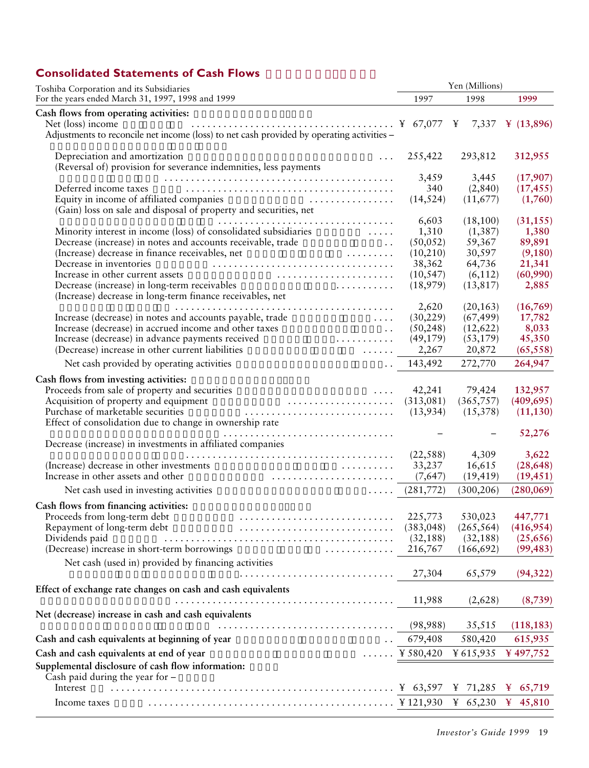## Consolidated Statements of Cash Flows

Toshiba Corporation and its Subsidiaries
For the years ended March 31, 1997, 1998 and 1999

| | Yen (Millions) | | |
|---|---|---|---|
| | 1997 | 1998 | **1999** |
| **Cash flows from operating activities:** | | | |
| Net (loss) income | ¥ 67,077 | ¥ 7,337 | **¥ (13,896)** |
| Adjustments to reconcile net income (loss) to net cash provided by operating activities – | | | |
| Depreciation and amortization | 255,422 | 293,812 | **312,955** |
| (Reversal of) provision for severance indemnities, less payments | 3,459 | 3,445 | **(17,907)** |
| Deferred income taxes | 340 | (2,840) | **(17,455)** |
| Equity in income of affiliated companies | (14,524) | (11,677) | **(1,760)** |
| (Gain) loss on sale and disposal of property and securities, net | 6,603 | (18,100) | **(31,155)** |
| Minority interest in income (loss) of consolidated subsidiaries | 1,310 | (1,387) | **1,380** |
| Decrease (increase) in notes and accounts receivable, trade | (50,052) | 59,367 | **89,891** |
| (Increase) decrease in finance receivables, net | (10,210) | 30,597 | **(9,180)** |
| Decrease in inventories | 38,362 | 64,736 | **21,341** |
| Increase in other current assets | (10,547) | (6,112) | **(60,990)** |
| Decrease (increase) in long-term receivables | (18,979) | (13,817) | **2,885** |
| (Increase) decrease in long-term finance receivables, net | 2,620 | (20,163) | **(16,769)** |
| Increase (decrease) in notes and accounts payable, trade | (30,229) | (67,499) | **17,782** |
| Increase (decrease) in accrued income and other taxes | (50,248) | (12,622) | **8,033** |
| Increase (decrease) in advance payments received | (49,179) | (53,179) | **45,350** |
| (Decrease) increase in other current liabilities | 2,267 | 20,872 | **(65,558)** |
| Net cash provided by operating activities | 143,492 | 272,770 | **264,947** |
| **Cash flows from investing activities:** | | | |
| Proceeds from sale of property and securities | 42,241 | 79,424 | **132,957** |
| Acquisition of property and equipment | (313,081) | (365,757) | **(409,695)** |
| Purchase of marketable securities | (13,934) | (15,378) | **(11,130)** |
| Effect of consolidation due to change in ownership rate | – | – | **52,276** |
| Decrease (increase) in investments in affiliated companies | (22,588) | 4,309 | **3,622** |
| (Increase) decrease in other investments | 33,237 | 16,615 | **(28,648)** |
| Increase in other assets and other | (7,647) | (19,419) | **(19,451)** |
| Net cash used in investing activities | (281,772) | (300,206) | **(280,069)** |
| **Cash flows from financing activities:** | | | |
| Proceeds from long-term debt | 225,773 | 530,023 | **447,771** |
| Repayment of long-term debt | (383,048) | (265,564) | **(416,954)** |
| Dividends paid | (32,188) | (32,188) | **(25,656)** |
| (Decrease) increase in short-term borrowings | 216,767 | (166,692) | **(99,483)** |
| Net cash (used in) provided by financing activities | 27,304 | 65,579 | **(94,322)** |
| **Effect of exchange rate changes on cash and cash equivalents** | 11,988 | (2,628) | **(8,739)** |
| **Net (decrease) increase in cash and cash equivalents** | (98,988) | 35,515 | **(118,183)** |
| **Cash and cash equivalents at beginning of year** | 679,408 | 580,420 | **615,935** |
| **Cash and cash equivalents at end of year** | ¥ 580,420 | ¥ 615,935 | **¥ 497,752** |
| **Supplemental disclosure of cash flow information:** | | | |
| Cash paid during the year for – | | | |
| Interest | ¥ 63,597 | ¥ 71,285 | **¥ 65,719** |
| Income taxes | ¥ 121,930 | ¥ 65,230 | **¥ 45,810** |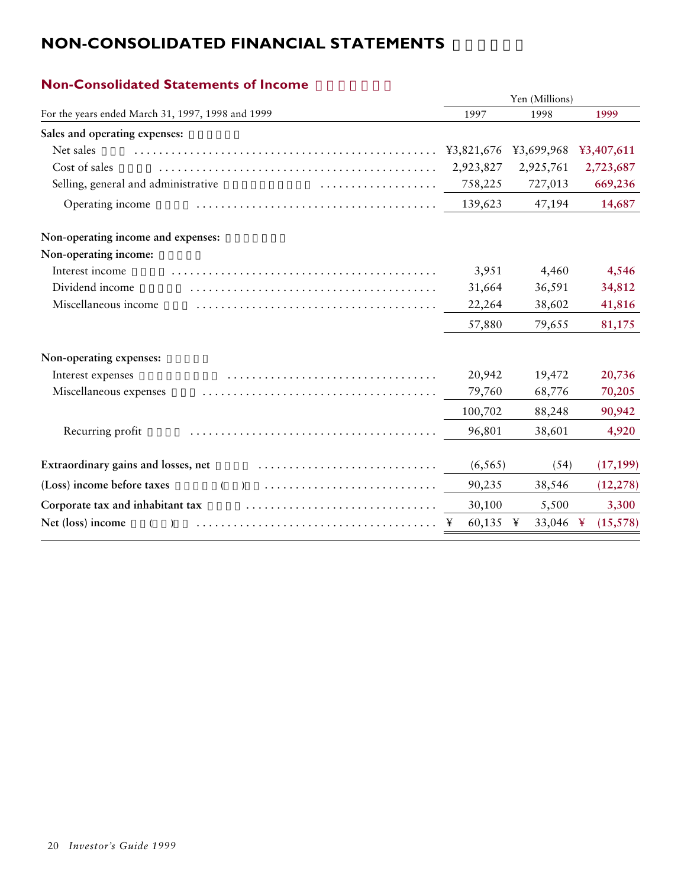# NON-CONSOLIDATED FINANCIAL STATEMENTS

## Non-Consolidated Statements of Income

| For the years ended March 31, 1997, 1998 and 1999 | Yen (Millions) 1997 | 1998 | 1999 |
|---|---|---|---|
| **Sales and operating expenses:** | | | |
| Net sales | ¥3,821,676 | ¥3,699,968 | ¥3,407,611 |
| Cost of sales | 2,923,827 | 2,925,761 | 2,723,687 |
| Selling, general and administrative | 758,225 | 727,013 | 669,236 |
| Operating income | 139,623 | 47,194 | 14,687 |
| **Non-operating income and expenses:** | | | |
| **Non-operating income:** | | | |
| Interest income | 3,951 | 4,460 | 4,546 |
| Dividend income | 31,664 | 36,591 | 34,812 |
| Miscellaneous income | 22,264 | 38,602 | 41,816 |
| | 57,880 | 79,655 | 81,175 |
| **Non-operating expenses:** | | | |
| Interest expenses | 20,942 | 19,472 | 20,736 |
| Miscellaneous expenses | 79,760 | 68,776 | 70,205 |
| | 100,702 | 88,248 | 90,942 |
| Recurring profit | 96,801 | 38,601 | 4,920 |
| **Extraordinary gains and losses, net** | (6,565) | (54) | (17,199) |
| **(Loss) income before taxes** | 90,235 | 38,546 | (12,278) |
| **Corporate tax and inhabitant tax** | 30,100 | 5,500 | 3,300 |
| **Net (loss) income** | ¥ 60,135 | ¥ 33,046 | ¥ (15,578) |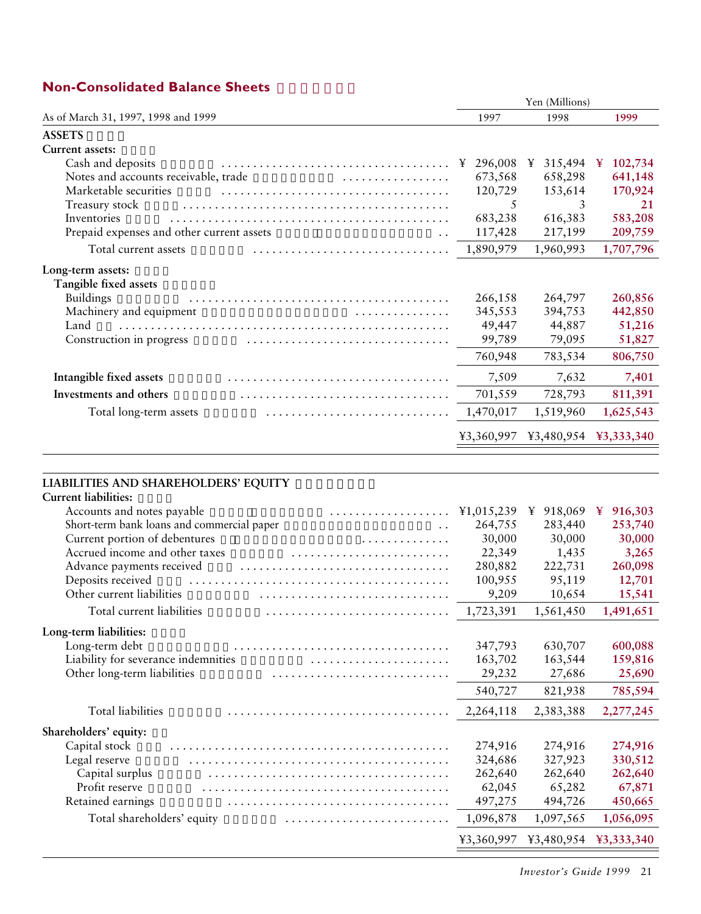## Non-Consolidated Balance Sheets

| As of March 31, 1997, 1998 and 1999 | Yen (Millions) | | |
|---|---|---|---|
| | 1997 | 1998 | 1999 |
| **ASSETS** | | | |
| **Current assets:** | | | |
| Cash and deposits | ¥ 296,008 | ¥ 315,494 | ¥ 102,734 |
| Notes and accounts receivable, trade | 673,568 | 658,298 | 641,148 |
| Marketable securities | 120,729 | 153,614 | 170,924 |
| Treasury stock | 5 | 3 | 21 |
| Inventories | 683,238 | 616,383 | 583,208 |
| Prepaid expenses and other current assets | 117,428 | 217,199 | 209,759 |
| Total current assets | 1,890,979 | 1,960,993 | 1,707,796 |
| **Long-term assets:** | | | |
| **Tangible fixed assets** | | | |
| Buildings | 266,158 | 264,797 | 260,856 |
| Machinery and equipment | 345,553 | 394,753 | 442,850 |
| Land | 49,447 | 44,887 | 51,216 |
| Construction in progress | 99,789 | 79,095 | 51,827 |
| | 760,948 | 783,534 | 806,750 |
| **Intangible fixed assets** | 7,509 | 7,632 | 7,401 |
| **Investments and others** | 701,559 | 728,793 | 811,391 |
| Total long-term assets | 1,470,017 | 1,519,960 | 1,625,543 |
| | ¥3,360,997 | ¥3,480,954 | ¥3,333,340 |

| | 1997 | 1998 | 1999 |
|---|---|---|---|
| **LIABILITIES AND SHAREHOLDERS' EQUITY** | | | |
| **Current liabilities:** | | | |
| Accounts and notes payable | ¥1,015,239 | ¥ 918,069 | ¥ 916,303 |
| Short-term bank loans and commercial paper | 264,755 | 283,440 | 253,740 |
| Current portion of debentures | 30,000 | 30,000 | 30,000 |
| Accrued income and other taxes | 22,349 | 1,435 | 3,265 |
| Advance payments received | 280,882 | 222,731 | 260,098 |
| Deposits received | 100,955 | 95,119 | 12,701 |
| Other current liabilities | 9,209 | 10,654 | 15,541 |
| Total current liabilities | 1,723,391 | 1,561,450 | 1,491,651 |
| **Long-term liabilities:** | | | |
| Long-term debt | 347,793 | 630,707 | 600,088 |
| Liability for severance indemnities | 163,702 | 163,544 | 159,816 |
| Other long-term liabilities | 29,232 | 27,686 | 25,690 |
| | 540,727 | 821,938 | 785,594 |
| Total liabilities | 2,264,118 | 2,383,388 | 2,277,245 |
| **Shareholders' equity:** | | | |
| Capital stock | 274,916 | 274,916 | 274,916 |
| Legal reserve | 324,686 | 327,923 | 330,512 |
| Capital surplus | 262,640 | 262,640 | 262,640 |
| Profit reserve | 62,045 | 65,282 | 67,871 |
| Retained earnings | 497,275 | 494,726 | 450,665 |
| Total shareholders' equity | 1,096,878 | 1,097,565 | 1,056,095 |
| | ¥3,360,997 | ¥3,480,954 | ¥3,333,340 |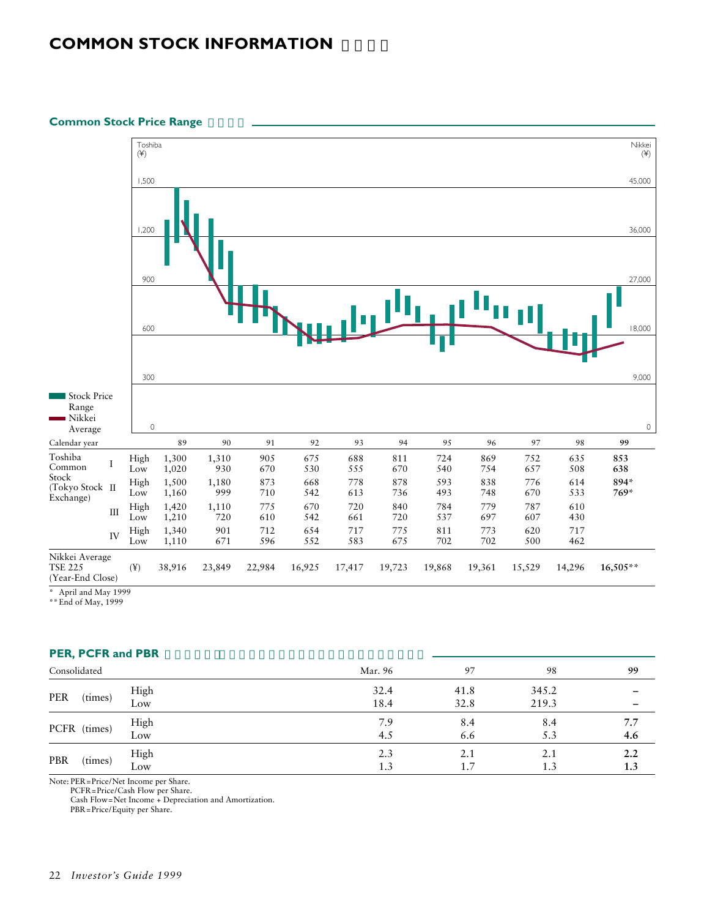# COMMON STOCK INFORMATION

## Common Stock Price Range

| Calendar year | | | 89 | 90 | 91 | 92 | 93 | 94 | 95 | 96 | 97 | 98 | **99** |
|---|---|---|---|---|---|---|---|---|---|---|---|---|---|
| Toshiba Common Stock (Tokyo Stock Exchange) | I | High | 1,300 | 1,310 | 905 | 675 | 688 | 811 | 724 | 869 | 752 | 635 | **853** |
| | | Low | 1,020 | 930 | 670 | 530 | 555 | 670 | 540 | 754 | 657 | 508 | **638** |
| | II | High | 1,500 | 1,180 | 873 | 668 | 778 | 878 | 593 | 838 | 776 | 614 | **894*** |
| | | Low | 1,160 | 999 | 710 | 542 | 613 | 736 | 493 | 748 | 670 | 533 | **769*** |
| | III | High | 1,420 | 1,110 | 775 | 670 | 720 | 840 | 784 | 779 | 787 | 610 | |
| | | Low | 1,210 | 720 | 610 | 542 | 661 | 720 | 537 | 697 | 607 | 430 | |
| | IV | High | 1,340 | 901 | 712 | 654 | 717 | 775 | 811 | 773 | 620 | 717 | |
| | | Low | 1,110 | 671 | 596 | 552 | 583 | 675 | 702 | 702 | 500 | 462 | |
| Nikkei Average TSE 225 (Year-End Close) | | (¥) | 38,916 | 23,849 | 22,984 | 16,925 | 17,417 | 19,723 | 19,868 | 19,361 | 15,529 | 14,296 | **16,505**** |

\* April and May 1999
\** End of May, 1999

## PER, PCFR and PBR

| Consolidated | | | Mar. 96 | 97 | 98 | **99** |
|---|---|---|---|---|---|---|
| PER | (times) | High | 32.4 | 41.8 | 345.2 | **–** |
| | | Low | 18.4 | 32.8 | 219.3 | **–** |
| PCFR | (times) | High | 7.9 | 8.4 | 8.4 | **7.7** |
| | | Low | 4.5 | 6.6 | 5.3 | **4.6** |
| PBR | (times) | High | 2.3 | 2.1 | 2.1 | **2.2** |
| | | Low | 1.3 | 1.7 | 1.3 | **1.3** |

Note: PER=Price/Net Income per Share.
PCFR=Price/Cash Flow per Share.
Cash Flow=Net Income + Depreciation and Amortization.
PBR=Price/Equity per Share.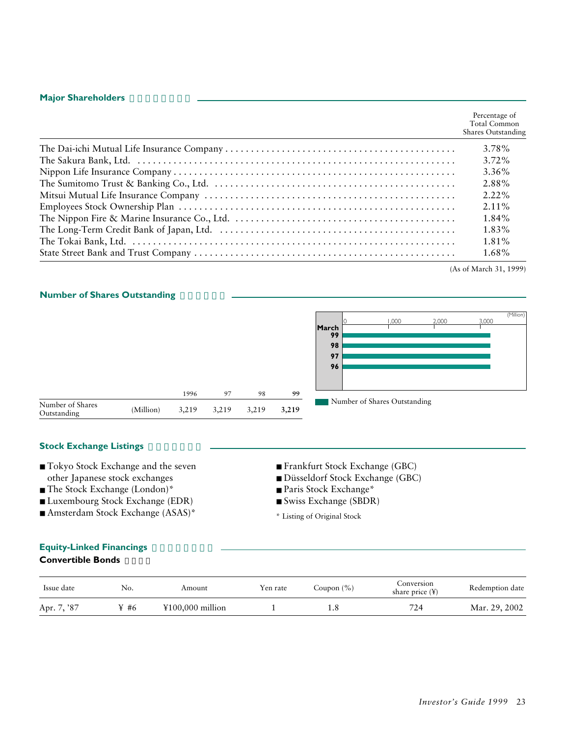## Major Shareholders

| | Percentage of Total Common Shares Outstanding |
|---|---|
| The Dai-ichi Mutual Life Insurance Company | 3.78% |
| The Sakura Bank, Ltd. | 3.72% |
| Nippon Life Insurance Company | 3.36% |
| The Sumitomo Trust & Banking Co., Ltd. | 2.88% |
| Mitsui Mutual Life Insurance Company | 2.22% |
| Employees Stock Ownership Plan | 2.11% |
| The Nippon Fire & Marine Insurance Co., Ltd. | 1.84% |
| The Long-Term Credit Bank of Japan, Ltd. | 1.83% |
| The Tokai Bank, Ltd. | 1.81% |
| State Street Bank and Trust Company | 1.68% |

(As of March 31, 1999)

## Number of Shares Outstanding

| | | 1996 | 97 | 98 | **99** |
|---|---|---|---|---|---|
| Number of Shares Outstanding | (Million) | 3,219 | 3,219 | 3,219 | **3,219** |

(Million)

| March | Number of Shares Outstanding |
|---|---|
| 99 | 3,219 |
| 98 | 3,219 |
| 97 | 3,219 |
| 96 | 3,219 |

## Stock Exchange Listings

- Tokyo Stock Exchange and the seven other Japanese stock exchanges
- The Stock Exchange (London)*
- Luxembourg Stock Exchange (EDR)
- Amsterdam Stock Exchange (ASAS)*
- Frankfurt Stock Exchange (GBC)
- Düsseldorf Stock Exchange (GBC)
- Paris Stock Exchange*
- Swiss Exchange (SBDR)

\* Listing of Original Stock

## Equity-Linked Financings

### Convertible Bonds

| Issue date | No. | Amount | Yen rate | Coupon (%) | Conversion share price (¥) | Redemption date |
|---|---|---|---|---|---|---|
| Apr. 7, '87 | ¥ #6 | ¥100,000 million | 1 | 1.8 | 724 | Mar. 29, 2002 |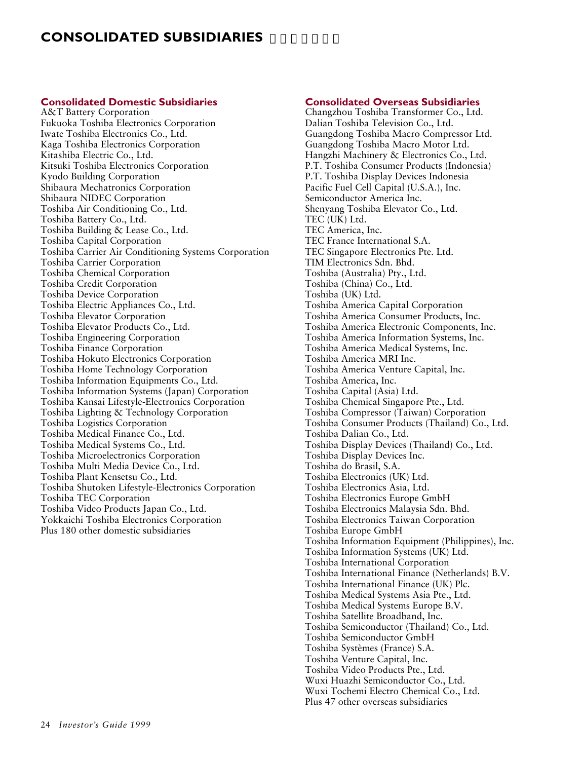# CONSOLIDATED SUBSIDIARIES

## Consolidated Domestic Subsidiaries

A&T Battery Corporation
Fukuoka Toshiba Electronics Corporation
Iwate Toshiba Electronics Co., Ltd.
Kaga Toshiba Electronics Corporation
Kitashiba Electric Co., Ltd.
Kitsuki Toshiba Electronics Corporation
Kyodo Building Corporation
Shibaura Mechatronics Corporation
Shibaura NIDEC Corporation
Toshiba Air Conditioning Co., Ltd.
Toshiba Battery Co., Ltd.
Toshiba Building & Lease Co., Ltd.
Toshiba Capital Corporation
Toshiba Carrier Air Conditioning Systems Corporation
Toshiba Carrier Corporation
Toshiba Chemical Corporation
Toshiba Credit Corporation
Toshiba Device Corporation
Toshiba Electric Appliances Co., Ltd.
Toshiba Elevator Corporation
Toshiba Elevator Products Co., Ltd.
Toshiba Engineering Corporation
Toshiba Finance Corporation
Toshiba Hokuto Electronics Corporation
Toshiba Home Technology Corporation
Toshiba Information Equipments Co., Ltd.
Toshiba Information Systems (Japan) Corporation
Toshiba Kansai Lifestyle-Electronics Corporation
Toshiba Lighting & Technology Corporation
Toshiba Logistics Corporation
Toshiba Medical Finance Co., Ltd.
Toshiba Medical Systems Co., Ltd.
Toshiba Microelectronics Corporation
Toshiba Multi Media Device Co., Ltd.
Toshiba Plant Kensetsu Co., Ltd.
Toshiba Shutoken Lifestyle-Electronics Corporation
Toshiba TEC Corporation
Toshiba Video Products Japan Co., Ltd.
Yokkaichi Toshiba Electronics Corporation
Plus 180 other domestic subsidiaries

## Consolidated Overseas Subsidiaries

Changzhou Toshiba Transformer Co., Ltd.
Dalian Toshiba Television Co., Ltd.
Guangdong Toshiba Macro Compressor Ltd.
Guangdong Toshiba Macro Motor Ltd.
Hangzhi Machinery & Electronics Co., Ltd.
P.T. Toshiba Consumer Products (Indonesia)
P.T. Toshiba Display Devices Indonesia
Pacific Fuel Cell Capital (U.S.A.), Inc.
Semiconductor America Inc.
Shenyang Toshiba Elevator Co., Ltd.
TEC (UK) Ltd.
TEC America, Inc.
TEC France International S.A.
TEC Singapore Electronics Pte. Ltd.
TIM Electronics Sdn. Bhd.
Toshiba (Australia) Pty., Ltd.
Toshiba (China) Co., Ltd.
Toshiba (UK) Ltd.
Toshiba America Capital Corporation
Toshiba America Consumer Products, Inc.
Toshiba America Electronic Components, Inc.
Toshiba America Information Systems, Inc.
Toshiba America Medical Systems, Inc.
Toshiba America MRI Inc.
Toshiba America Venture Capital, Inc.
Toshiba America, Inc.
Toshiba Capital (Asia) Ltd.
Toshiba Chemical Singapore Pte., Ltd.
Toshiba Compressor (Taiwan) Corporation
Toshiba Consumer Products (Thailand) Co., Ltd.
Toshiba Dalian Co., Ltd.
Toshiba Display Devices (Thailand) Co., Ltd.
Toshiba Display Devices Inc.
Toshiba do Brasil, S.A.
Toshiba Electronics (UK) Ltd.
Toshiba Electronics Asia, Ltd.
Toshiba Electronics Europe GmbH
Toshiba Electronics Malaysia Sdn. Bhd.
Toshiba Electronics Taiwan Corporation
Toshiba Europe GmbH
Toshiba Information Equipment (Philippines), Inc.
Toshiba Information Systems (UK) Ltd.
Toshiba International Corporation
Toshiba International Finance (Netherlands) B.V.
Toshiba International Finance (UK) Plc.
Toshiba Medical Systems Asia Pte., Ltd.
Toshiba Medical Systems Europe B.V.
Toshiba Satellite Broadband, Inc.
Toshiba Semiconductor (Thailand) Co., Ltd.
Toshiba Semiconductor GmbH
Toshiba Systèmes (France) S.A.
Toshiba Venture Capital, Inc.
Toshiba Video Products Pte., Ltd.
Wuxi Huazhi Semiconductor Co., Ltd.
Wuxi Tochemi Electro Chemical Co., Ltd.
Plus 47 other overseas subsidiaries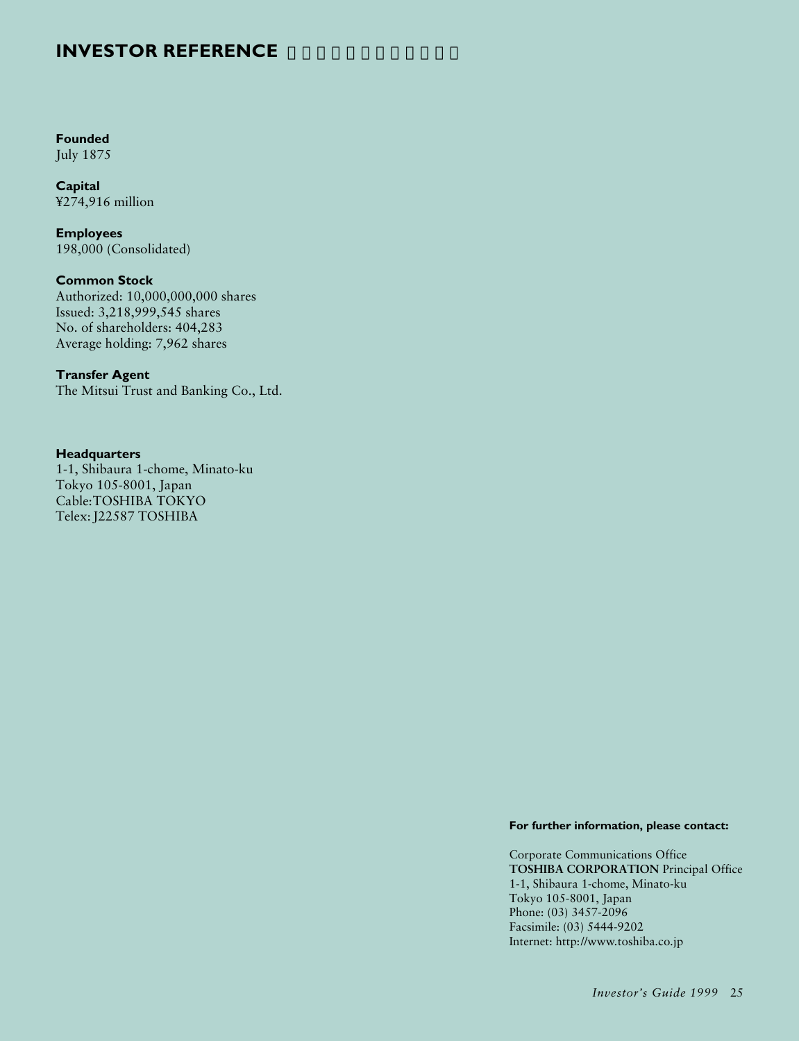# INVESTOR REFERENCE

**Founded**
July 1875

**Capital**
¥274,916 million

**Employees**
198,000 (Consolidated)

**Common Stock**
Authorized: 10,000,000,000 shares
Issued: 3,218,999,545 shares
No. of shareholders: 404,283
Average holding: 7,962 shares

**Transfer Agent**
The Mitsui Trust and Banking Co., Ltd.

**Headquarters**
1-1, Shibaura 1-chome, Minato-ku
Tokyo 105-8001, Japan
Cable: TOSHIBA TOKYO
Telex: J22587 TOSHIBA

**For further information, please contact:**

Corporate Communications Office
**TOSHIBA CORPORATION** Principal Office
1-1, Shibaura 1-chome, Minato-ku
Tokyo 105-8001, Japan
Phone: (03) 3457-2096
Facsimile: (03) 5444-9202
Internet: http://www.toshiba.co.jp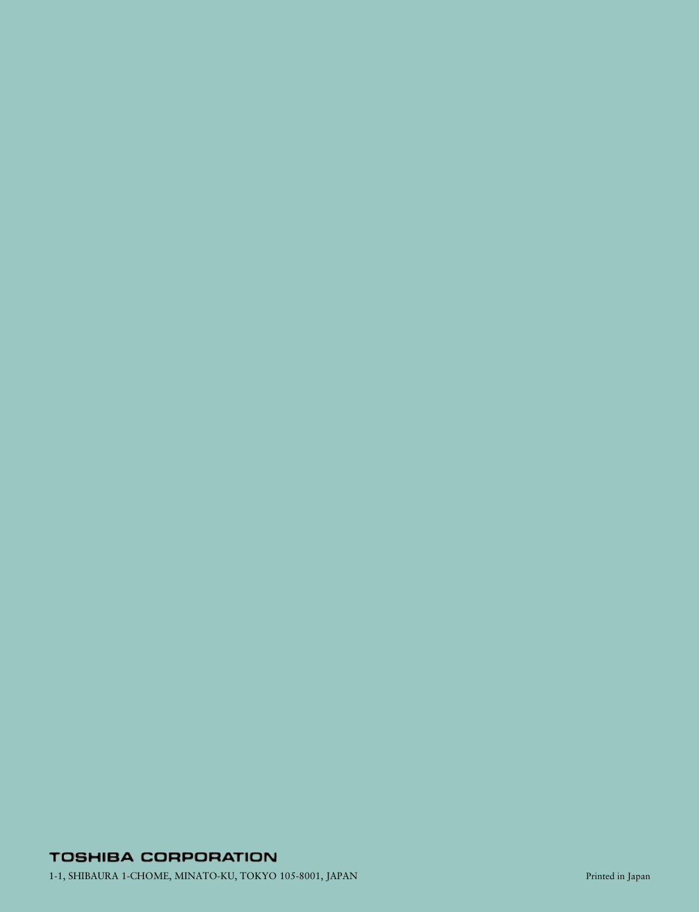**TOSHIBA CORPORATION**

1-1, SHIBAURA 1-CHOME, MINATO-KU, TOKYO 105-8001, JAPAN

Printed in Japan